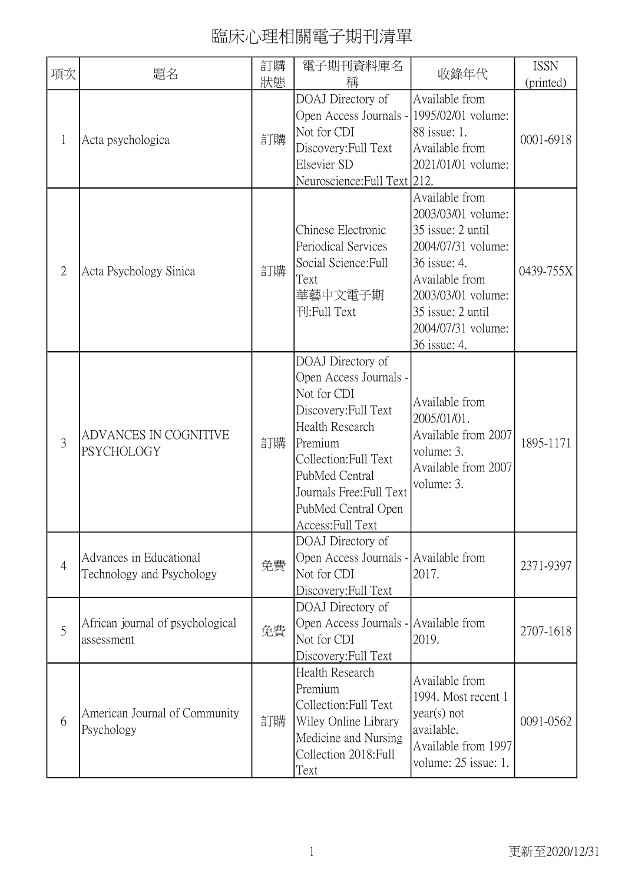# 臨床心理相關電子期刊清單

| 項次 | 題名 | 訂購狀態 | 電子期刊資料庫名稱 | 收錄年代 | ISSN (printed) |
|---|---|---|---|---|---|
| 1 | Acta psychologica | 訂購 | DOAJ Directory of Open Access Journals - Not for CDI Discovery:Full Text<br>Elsevier SD Neuroscience:Full Text | Available from 1995/02/01 volume: 88 issue: 1.<br>Available from 2021/01/01 volume: 212. | 0001-6918 |
| 2 | Acta Psychology Sinica | 訂購 | Chinese Electronic Periodical Services Social Science:Full Text<br>華藝中文電子期刊:Full Text | Available from 2003/03/01 volume: 35 issue: 2 until 2004/07/31 volume: 36 issue: 4.<br>Available from 2003/03/01 volume: 35 issue: 2 until 2004/07/31 volume: 36 issue: 4. | 0439-755X |
| 3 | ADVANCES IN COGNITIVE PSYCHOLOGY | 訂購 | DOAJ Directory of Open Access Journals - Not for CDI Discovery:Full Text<br>Health Research Premium Collection:Full Text<br>PubMed Central Journals Free:Full Text<br>PubMed Central Open Access:Full Text | Available from 2005/01/01.<br>Available from 2007 volume: 3.<br>Available from 2007 volume: 3. | 1895-1171 |
| 4 | Advances in Educational Technology and Psychology | 免費 | DOAJ Directory of Open Access Journals - Not for CDI Discovery:Full Text | Available from 2017. | 2371-9397 |
| 5 | African journal of psychological assessment | 免費 | DOAJ Directory of Open Access Journals - Not for CDI Discovery:Full Text | Available from 2019. | 2707-1618 |
| 6 | American Journal of Community Psychology | 訂購 | Health Research Premium Collection:Full Text<br>Wiley Online Library Medicine and Nursing Collection 2018:Full Text | Available from 1994. Most recent 1 year(s) not available.<br>Available from 1997 volume: 25 issue: 1. | 0091-0562 |

更新至2020/12/31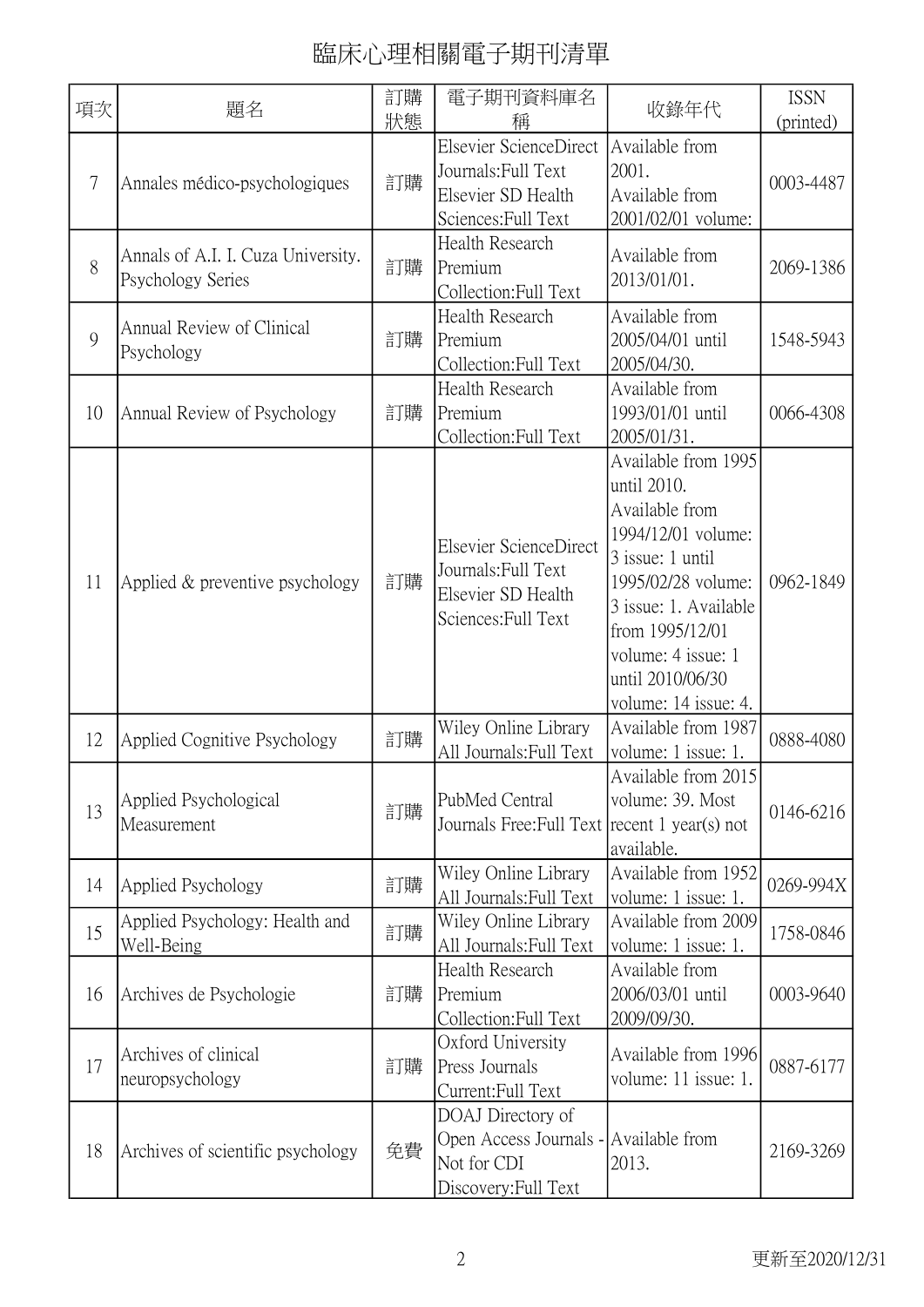# 臨床心理相關電子期刊清單

| 項次 | 題名 | 訂購狀態 | 電子期刊資料庫名稱 | 收錄年代 | ISSN (printed) |
|---|---|---|---|---|---|
| 7 | Annales médico-psychologiques | 訂購 | Elsevier ScienceDirect Journals:Full Text Elsevier SD Health Sciences:Full Text | Available from 2001. Available from 2001/02/01 volume: | 0003-4487 |
| 8 | Annals of A.I. I. Cuza University. Psychology Series | 訂購 | Health Research Premium Collection:Full Text | Available from 2013/01/01. | 2069-1386 |
| 9 | Annual Review of Clinical Psychology | 訂購 | Health Research Premium Collection:Full Text | Available from 2005/04/01 until 2005/04/30. | 1548-5943 |
| 10 | Annual Review of Psychology | 訂購 | Health Research Premium Collection:Full Text | Available from 1993/01/01 until 2005/01/31. | 0066-4308 |
| 11 | Applied & preventive psychology | 訂購 | Elsevier ScienceDirect Journals:Full Text Elsevier SD Health Sciences:Full Text | Available from 1995 until 2010. Available from 1994/12/01 volume: 3 issue: 1 until 1995/02/28 volume: 3 issue: 1. Available from 1995/12/01 volume: 4 issue: 1 until 2010/06/30 volume: 14 issue: 4. | 0962-1849 |
| 12 | Applied Cognitive Psychology | 訂購 | Wiley Online Library All Journals:Full Text | Available from 1987 volume: 1 issue: 1. | 0888-4080 |
| 13 | Applied Psychological Measurement | 訂購 | PubMed Central Journals Free:Full Text | Available from 2015 volume: 39. Most recent 1 year(s) not available. | 0146-6216 |
| 14 | Applied Psychology | 訂購 | Wiley Online Library All Journals:Full Text | Available from 1952 volume: 1 issue: 1. | 0269-994X |
| 15 | Applied Psychology: Health and Well-Being | 訂購 | Wiley Online Library All Journals:Full Text | Available from 2009 volume: 1 issue: 1. | 1758-0846 |
| 16 | Archives de Psychologie | 訂購 | Health Research Premium Collection:Full Text | Available from 2006/03/01 until 2009/09/30. | 0003-9640 |
| 17 | Archives of clinical neuropsychology | 訂購 | Oxford University Press Journals Current:Full Text | Available from 1996 volume: 11 issue: 1. | 0887-6177 |
| 18 | Archives of scientific psychology | 免費 | DOAJ Directory of Open Access Journals - Not for CDI Discovery:Full Text | Available from 2013. | 2169-3269 |

更新至2020/12/31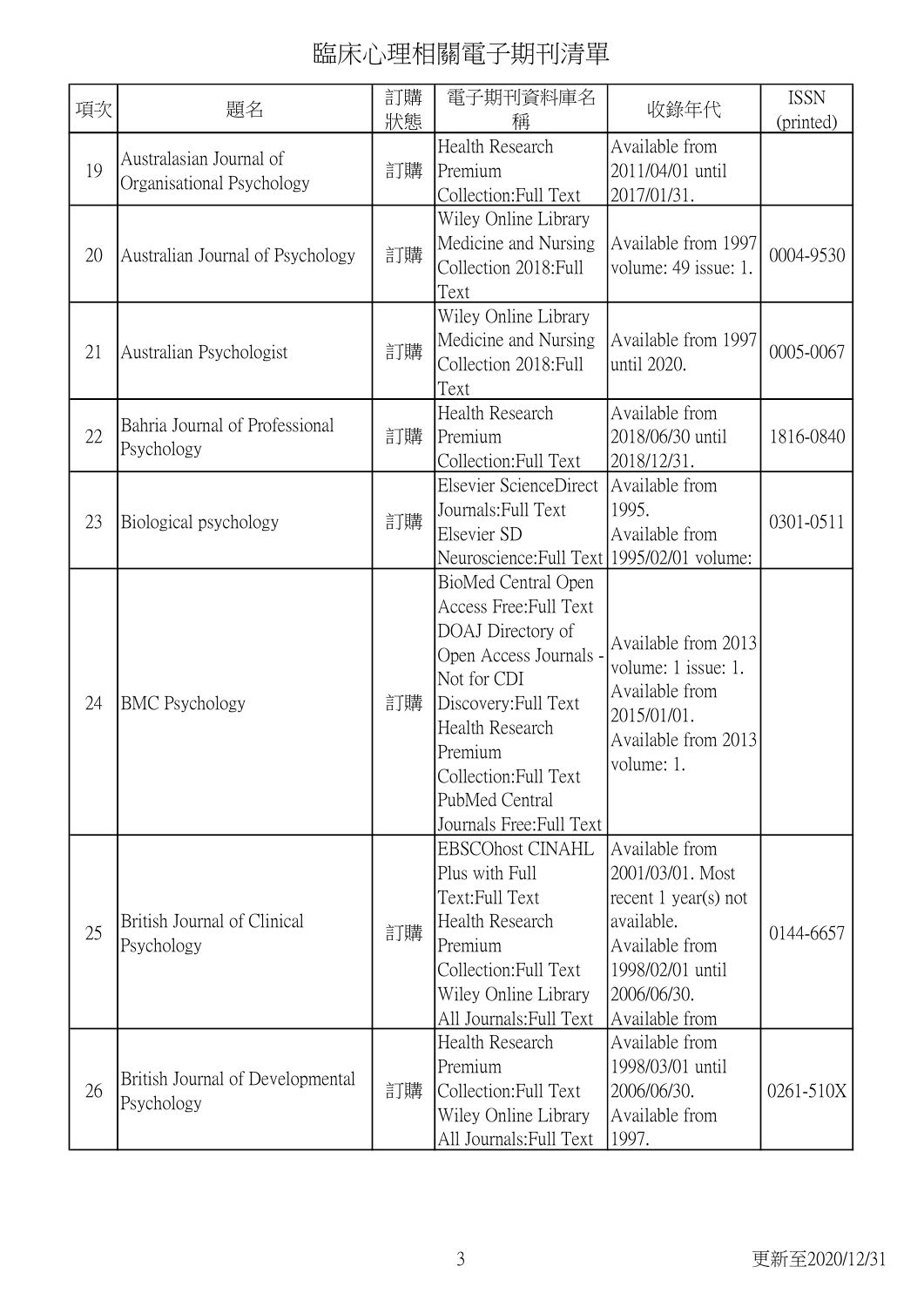# 臨床心理相關電子期刊清單

| 項次 | 題名 | 訂購狀態 | 電子期刊資料庫名稱 | 收錄年代 | ISSN (printed) |
|---|---|---|---|---|---|
| 19 | Australasian Journal of Organisational Psychology | 訂購 | Health Research Premium Collection:Full Text | Available from 2011/04/01 until 2017/01/31. | |
| 20 | Australian Journal of Psychology | 訂購 | Wiley Online Library Medicine and Nursing Collection 2018:Full Text | Available from 1997 volume: 49 issue: 1. | 0004-9530 |
| 21 | Australian Psychologist | 訂購 | Wiley Online Library Medicine and Nursing Collection 2018:Full Text | Available from 1997 until 2020. | 0005-0067 |
| 22 | Bahria Journal of Professional Psychology | 訂購 | Health Research Premium Collection:Full Text | Available from 2018/06/30 until 2018/12/31. | 1816-0840 |
| 23 | Biological psychology | 訂購 | Elsevier ScienceDirect Journals:Full Text Elsevier SD Neuroscience:Full Text | Available from 1995. Available from 1995/02/01 volume: | 0301-0511 |
| 24 | BMC Psychology | 訂購 | BioMed Central Open Access Free:Full Text DOAJ Directory of Open Access Journals - Not for CDI Discovery:Full Text Health Research Premium Collection:Full Text PubMed Central Journals Free:Full Text | Available from 2013 volume: 1 issue: 1. Available from 2015/01/01. Available from 2013 volume: 1. | |
| 25 | British Journal of Clinical Psychology | 訂購 | EBSCOhost CINAHL Plus with Full Text:Full Text Health Research Premium Collection:Full Text Wiley Online Library All Journals:Full Text | Available from 2001/03/01. Most recent 1 year(s) not available. Available from 1998/02/01 until 2006/06/30. Available from | 0144-6657 |
| 26 | British Journal of Developmental Psychology | 訂購 | Health Research Premium Collection:Full Text Wiley Online Library All Journals:Full Text | Available from 1998/03/01 until 2006/06/30. Available from 1997. | 0261-510X |

更新至2020/12/31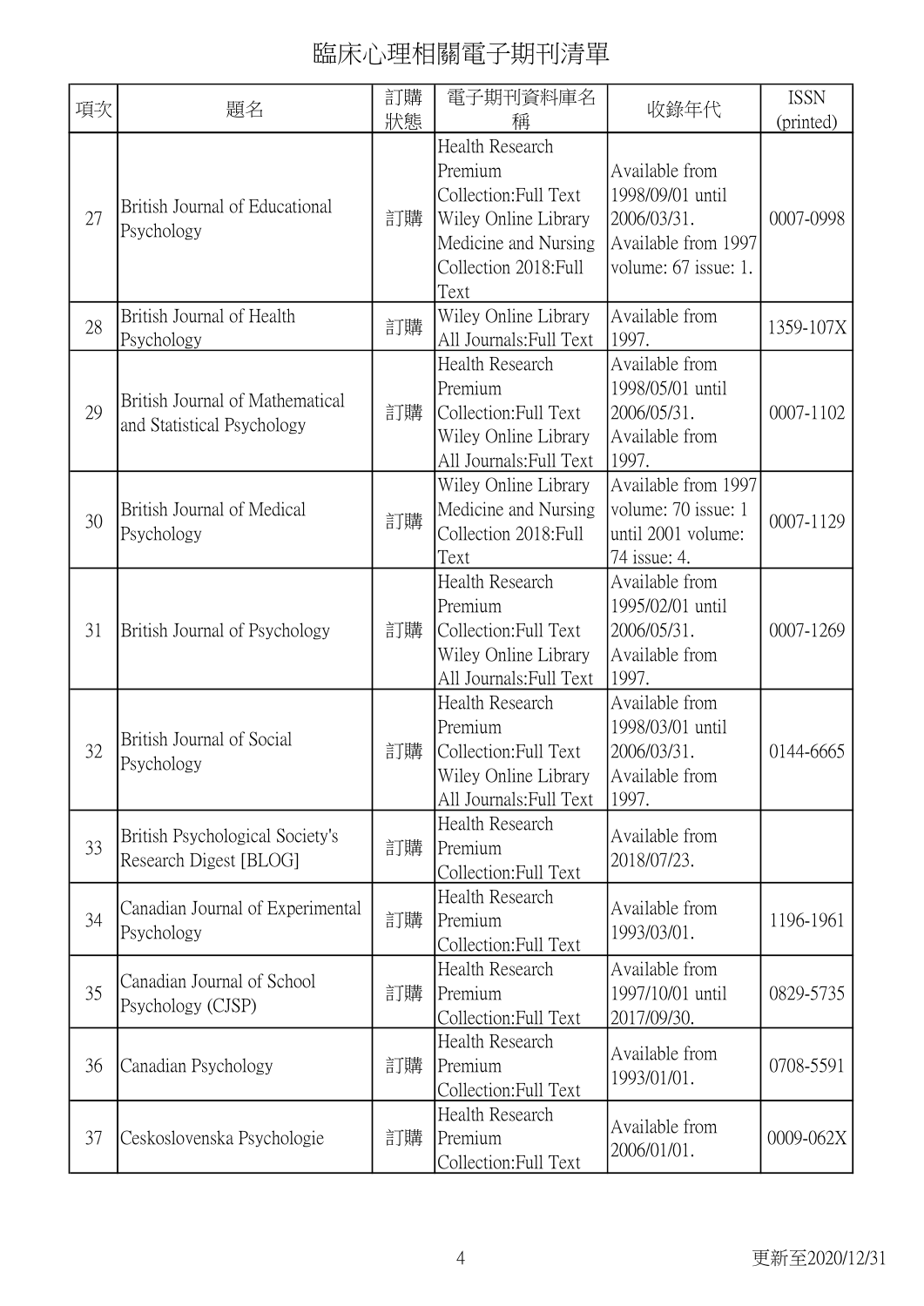# 臨床心理相關電子期刊清單

| 項次 | 題名 | 訂購狀態 | 電子期刊資料庫名稱 | 收錄年代 | ISSN (printed) |
| --- | --- | --- | --- | --- | --- |
| 27 | British Journal of Educational Psychology | 訂購 | Health Research Premium Collection:Full Text Wiley Online Library Medicine and Nursing Collection 2018:Full Text | Available from 1998/09/01 until 2006/03/31. Available from 1997 volume: 67 issue: 1. | 0007-0998 |
| 28 | British Journal of Health Psychology | 訂購 | Wiley Online Library All Journals:Full Text | Available from 1997. | 1359-107X |
| 29 | British Journal of Mathematical and Statistical Psychology | 訂購 | Health Research Premium Collection:Full Text Wiley Online Library All Journals:Full Text | Available from 1998/05/01 until 2006/05/31. Available from 1997. | 0007-1102 |
| 30 | British Journal of Medical Psychology | 訂購 | Wiley Online Library Medicine and Nursing Collection 2018:Full Text | Available from 1997 volume: 70 issue: 1 until 2001 volume: 74 issue: 4. | 0007-1129 |
| 31 | British Journal of Psychology | 訂購 | Health Research Premium Collection:Full Text Wiley Online Library All Journals:Full Text | Available from 1995/02/01 until 2006/05/31. Available from 1997. | 0007-1269 |
| 32 | British Journal of Social Psychology | 訂購 | Health Research Premium Collection:Full Text Wiley Online Library All Journals:Full Text | Available from 1998/03/01 until 2006/03/31. Available from 1997. | 0144-6665 |
| 33 | British Psychological Society's Research Digest [BLOG] | 訂購 | Health Research Premium Collection:Full Text | Available from 2018/07/23. | |
| 34 | Canadian Journal of Experimental Psychology | 訂購 | Health Research Premium Collection:Full Text | Available from 1993/03/01. | 1196-1961 |
| 35 | Canadian Journal of School Psychology (CJSP) | 訂購 | Health Research Premium Collection:Full Text | Available from 1997/10/01 until 2017/09/30. | 0829-5735 |
| 36 | Canadian Psychology | 訂購 | Health Research Premium Collection:Full Text | Available from 1993/01/01. | 0708-5591 |
| 37 | Ceskoslovenska Psychologie | 訂購 | Health Research Premium Collection:Full Text | Available from 2006/01/01. | 0009-062X |

更新至2020/12/31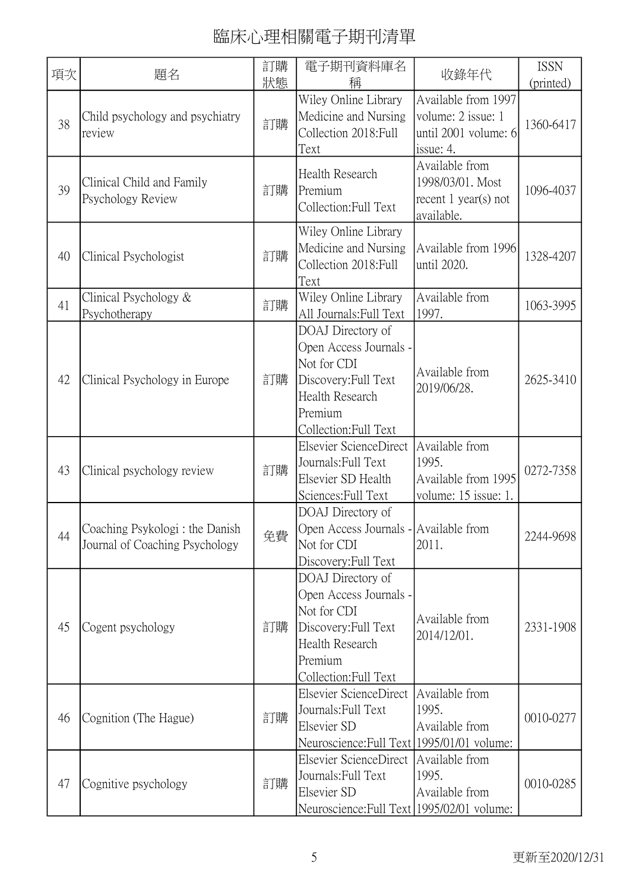# 臨床心理相關電子期刊清單

| 項次 | 題名 | 訂購狀態 | 電子期刊資料庫名稱 | 收錄年代 | ISSN (printed) |
|---|---|---|---|---|---|
| 38 | Child psychology and psychiatry review | 訂購 | Wiley Online Library Medicine and Nursing Collection 2018:Full Text | Available from 1997 volume: 2 issue: 1 until 2001 volume: 6 issue: 4. | 1360-6417 |
| 39 | Clinical Child and Family Psychology Review | 訂購 | Health Research Premium Collection:Full Text | Available from 1998/03/01. Most recent 1 year(s) not available. | 1096-4037 |
| 40 | Clinical Psychologist | 訂購 | Wiley Online Library Medicine and Nursing Collection 2018:Full Text | Available from 1996 until 2020. | 1328-4207 |
| 41 | Clinical Psychology & Psychotherapy | 訂購 | Wiley Online Library All Journals:Full Text | Available from 1997. | 1063-3995 |
| 42 | Clinical Psychology in Europe | 訂購 | DOAJ Directory of Open Access Journals - Not for CDI Discovery:Full Text Health Research Premium Collection:Full Text | Available from 2019/06/28. | 2625-3410 |
| 43 | Clinical psychology review | 訂購 | Elsevier ScienceDirect Journals:Full Text Elsevier SD Health Sciences:Full Text | Available from 1995. Available from 1995 volume: 15 issue: 1. | 0272-7358 |
| 44 | Coaching Psykologi : the Danish Journal of Coaching Psychology | 免費 | DOAJ Directory of Open Access Journals - Not for CDI Discovery:Full Text | Available from 2011. | 2244-9698 |
| 45 | Cogent psychology | 訂購 | DOAJ Directory of Open Access Journals - Not for CDI Discovery:Full Text Health Research Premium Collection:Full Text | Available from 2014/12/01. | 2331-1908 |
| 46 | Cognition (The Hague) | 訂購 | Elsevier ScienceDirect Journals:Full Text Elsevier SD Neuroscience:Full Text | Available from 1995. Available from 1995/01/01 volume: | 0010-0277 |
| 47 | Cognitive psychology | 訂購 | Elsevier ScienceDirect Journals:Full Text Elsevier SD Neuroscience:Full Text | Available from 1995. Available from 1995/02/01 volume: | 0010-0285 |

更新至2020/12/31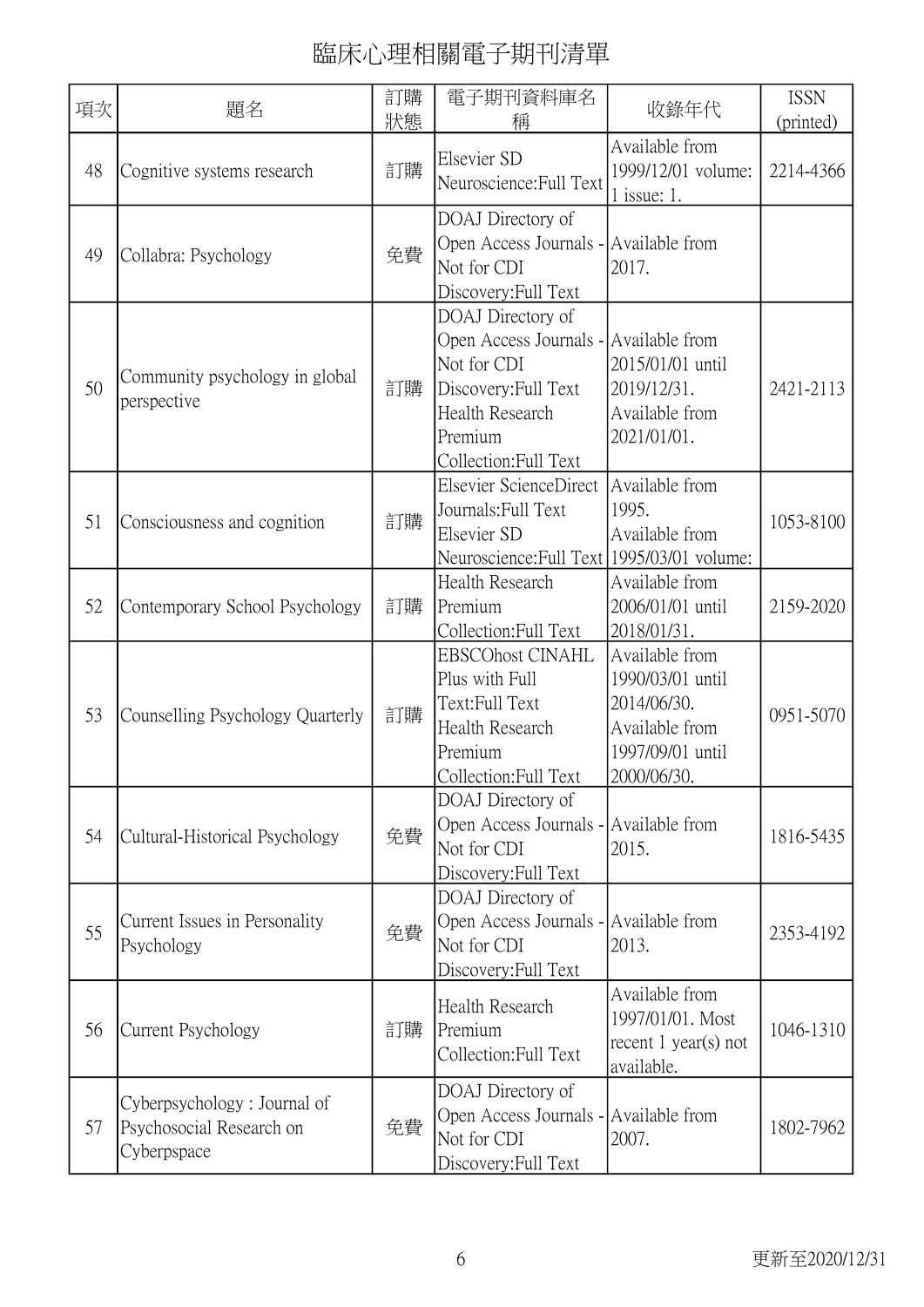# 臨床心理相關電子期刊清單

| 項次 | 題名 | 訂購狀態 | 電子期刊資料庫名稱 | 收錄年代 | ISSN (printed) |
|---|---|---|---|---|---|
| 48 | Cognitive systems research | 訂購 | Elsevier SD Neuroscience:Full Text | Available from 1999/12/01 volume: 1 issue: 1. | 2214-4366 |
| 49 | Collabra: Psychology | 免費 | DOAJ Directory of Open Access Journals - Not for CDI Discovery:Full Text | Available from 2017. | |
| 50 | Community psychology in global perspective | 訂購 | DOAJ Directory of Open Access Journals - Not for CDI Discovery:Full Text<br>Health Research Premium Collection:Full Text | Available from 2015/01/01 until 2019/12/31.<br>Available from 2021/01/01. | 2421-2113 |
| 51 | Consciousness and cognition | 訂購 | Elsevier ScienceDirect Journals:Full Text<br>Elsevier SD Neuroscience:Full Text | Available from 1995.<br>Available from 1995/03/01 volume: | 1053-8100 |
| 52 | Contemporary School Psychology | 訂購 | Health Research Premium Collection:Full Text | Available from 2006/01/01 until 2018/01/31. | 2159-2020 |
| 53 | Counselling Psychology Quarterly | 訂購 | EBSCOhost CINAHL Plus with Full Text:Full Text<br>Health Research Premium Collection:Full Text | Available from 1990/03/01 until 2014/06/30.<br>Available from 1997/09/01 until 2000/06/30. | 0951-5070 |
| 54 | Cultural-Historical Psychology | 免費 | DOAJ Directory of Open Access Journals - Not for CDI Discovery:Full Text | Available from 2015. | 1816-5435 |
| 55 | Current Issues in Personality Psychology | 免費 | DOAJ Directory of Open Access Journals - Not for CDI Discovery:Full Text | Available from 2013. | 2353-4192 |
| 56 | Current Psychology | 訂購 | Health Research Premium Collection:Full Text | Available from 1997/01/01. Most recent 1 year(s) not available. | 1046-1310 |
| 57 | Cyberpsychology : Journal of Psychosocial Research on Cyberspace | 免費 | DOAJ Directory of Open Access Journals - Not for CDI Discovery:Full Text | Available from 2007. | 1802-7962 |

更新至2020/12/31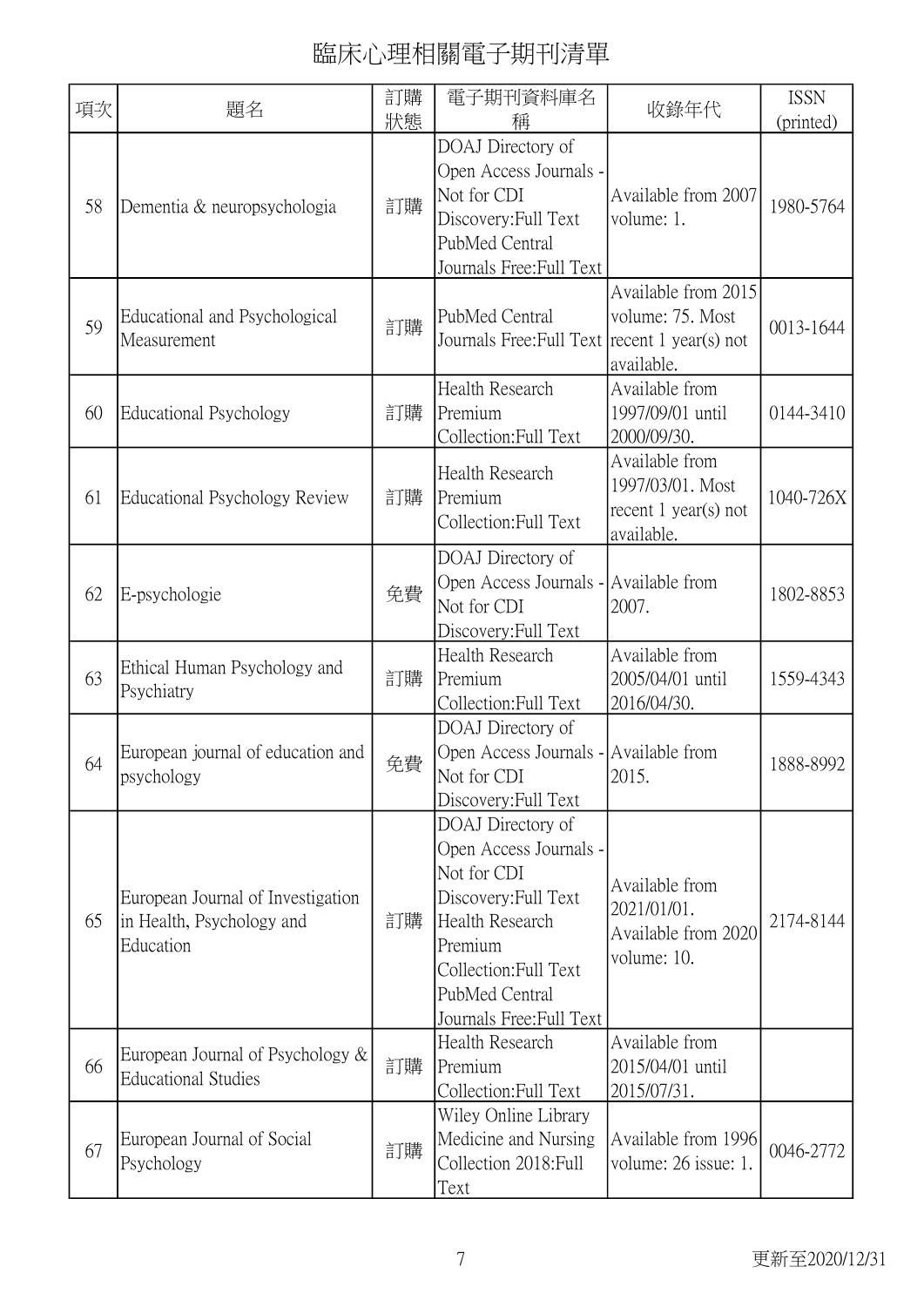# 臨床心理相關電子期刊清單

| 項次 | 題名 | 訂購狀態 | 電子期刊資料庫名稱 | 收錄年代 | ISSN (printed) |
|---|---|---|---|---|---|
| 58 | Dementia & neuropsychologia | 訂購 | DOAJ Directory of Open Access Journals - Not for CDI Discovery:Full Text PubMed Central Journals Free:Full Text | Available from 2007 volume: 1. | 1980-5764 |
| 59 | Educational and Psychological Measurement | 訂購 | PubMed Central Journals Free:Full Text | Available from 2015 volume: 75. Most recent 1 year(s) not available. | 0013-1644 |
| 60 | Educational Psychology | 訂購 | Health Research Premium Collection:Full Text | Available from 1997/09/01 until 2000/09/30. | 0144-3410 |
| 61 | Educational Psychology Review | 訂購 | Health Research Premium Collection:Full Text | Available from 1997/03/01. Most recent 1 year(s) not available. | 1040-726X |
| 62 | E-psychologie | 免費 | DOAJ Directory of Open Access Journals - Not for CDI Discovery:Full Text | Available from 2007. | 1802-8853 |
| 63 | Ethical Human Psychology and Psychiatry | 訂購 | Health Research Premium Collection:Full Text | Available from 2005/04/01 until 2016/04/30. | 1559-4343 |
| 64 | European journal of education and psychology | 免費 | DOAJ Directory of Open Access Journals - Not for CDI Discovery:Full Text | Available from 2015. | 1888-8992 |
| 65 | European Journal of Investigation in Health, Psychology and Education | 訂購 | DOAJ Directory of Open Access Journals - Not for CDI Discovery:Full Text Health Research Premium Collection:Full Text PubMed Central Journals Free:Full Text | Available from 2021/01/01. Available from 2020 volume: 10. | 2174-8144 |
| 66 | European Journal of Psychology & Educational Studies | 訂購 | Health Research Premium Collection:Full Text | Available from 2015/04/01 until 2015/07/31. | |
| 67 | European Journal of Social Psychology | 訂購 | Wiley Online Library Medicine and Nursing Collection 2018:Full Text | Available from 1996 volume: 26 issue: 1. | 0046-2772 |

更新至2020/12/31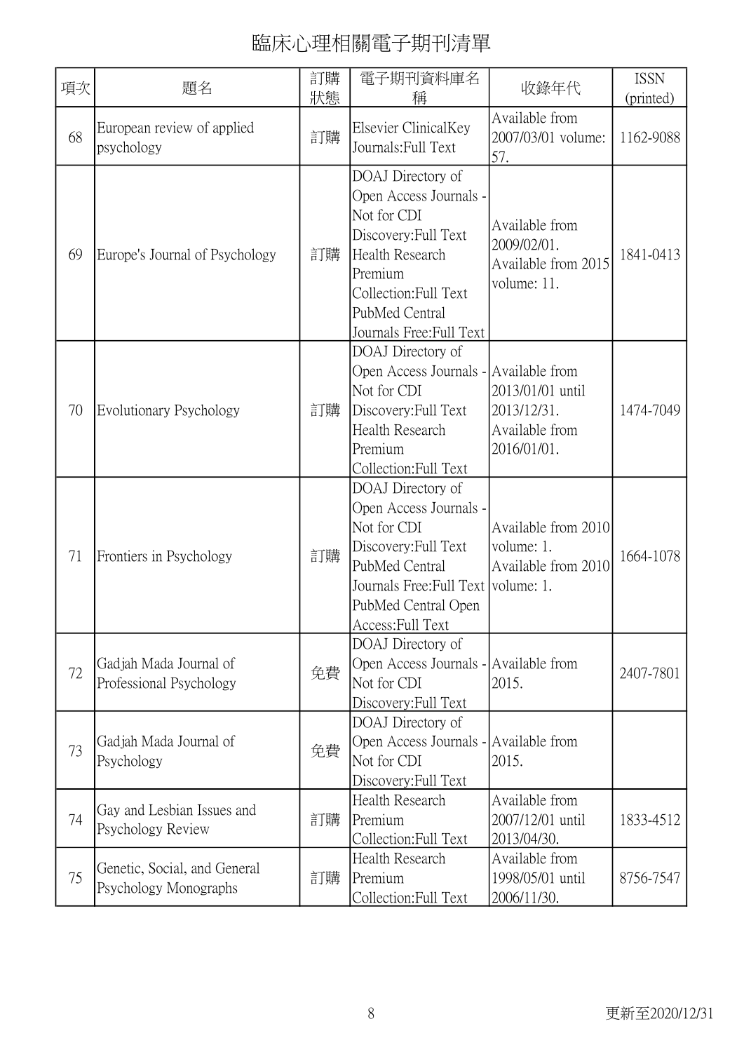# 臨床心理相關電子期刊清單

| 項次 | 題名 | 訂購狀態 | 電子期刊資料庫名稱 | 收錄年代 | ISSN (printed) |
|---|---|---|---|---|---|
| 68 | European review of applied psychology | 訂購 | Elsevier ClinicalKey Journals:Full Text | Available from 2007/03/01 volume: 57. | 1162-9088 |
| 69 | Europe's Journal of Psychology | 訂購 | DOAJ Directory of Open Access Journals - Not for CDI Discovery:Full Text Health Research Premium Collection:Full Text PubMed Central Journals Free:Full Text | Available from 2009/02/01. Available from 2015 volume: 11. | 1841-0413 |
| 70 | Evolutionary Psychology | 訂購 | DOAJ Directory of Open Access Journals - Not for CDI Discovery:Full Text Health Research Premium Collection:Full Text | Available from 2013/01/01 until 2013/12/31. Available from 2016/01/01. | 1474-7049 |
| 71 | Frontiers in Psychology | 訂購 | DOAJ Directory of Open Access Journals - Not for CDI Discovery:Full Text PubMed Central Journals Free:Full Text PubMed Central Open Access:Full Text | Available from 2010 volume: 1. Available from 2010 volume: 1. | 1664-1078 |
| 72 | Gadjah Mada Journal of Professional Psychology | 免費 | DOAJ Directory of Open Access Journals - Not for CDI Discovery:Full Text | Available from 2015. | 2407-7801 |
| 73 | Gadjah Mada Journal of Psychology | 免費 | DOAJ Directory of Open Access Journals - Not for CDI Discovery:Full Text | Available from 2015. | |
| 74 | Gay and Lesbian Issues and Psychology Review | 訂購 | Health Research Premium Collection:Full Text | Available from 2007/12/01 until 2013/04/30. | 1833-4512 |
| 75 | Genetic, Social, and General Psychology Monographs | 訂購 | Health Research Premium Collection:Full Text | Available from 1998/05/01 until 2006/11/30. | 8756-7547 |

更新至2020/12/31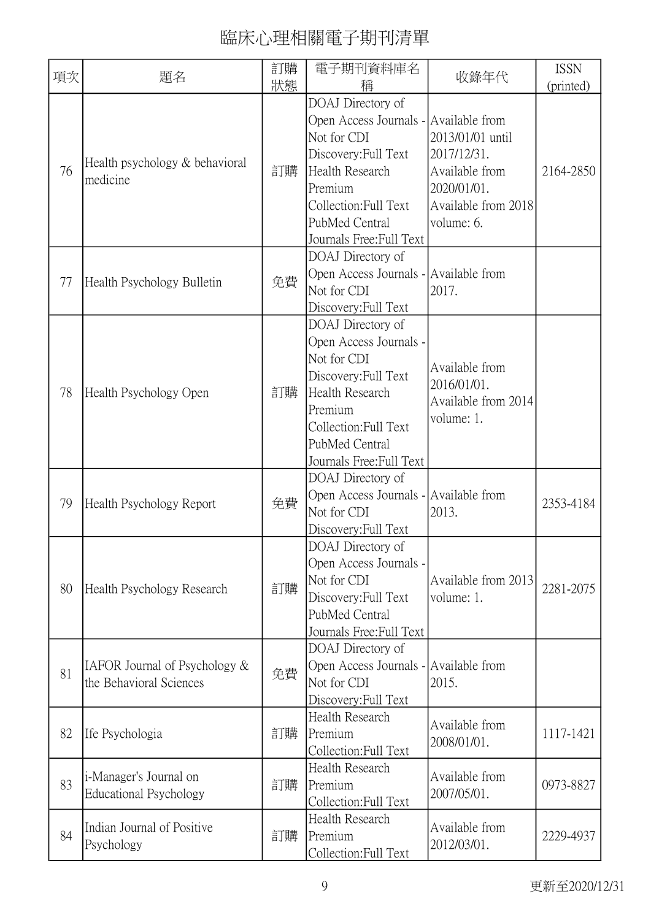# 臨床心理相關電子期刊清單

| 項次 | 題名 | 訂購狀態 | 電子期刊資料庫名稱 | 收錄年代 | ISSN (printed) |
|---|---|---|---|---|---|
| 76 | Health psychology & behavioral medicine | 訂購 | DOAJ Directory of Open Access Journals - Not for CDI Discovery:Full Text Health Research Premium Collection:Full Text PubMed Central Journals Free:Full Text | Available from 2013/01/01 until 2017/12/31. Available from 2020/01/01. Available from 2018 volume: 6. | 2164-2850 |
| 77 | Health Psychology Bulletin | 免費 | DOAJ Directory of Open Access Journals - Not for CDI Discovery:Full Text | Available from 2017. | |
| 78 | Health Psychology Open | 訂購 | DOAJ Directory of Open Access Journals - Not for CDI Discovery:Full Text Health Research Premium Collection:Full Text PubMed Central Journals Free:Full Text | Available from 2016/01/01. Available from 2014 volume: 1. | |
| 79 | Health Psychology Report | 免費 | DOAJ Directory of Open Access Journals - Not for CDI Discovery:Full Text | Available from 2013. | 2353-4184 |
| 80 | Health Psychology Research | 訂購 | DOAJ Directory of Open Access Journals - Not for CDI Discovery:Full Text PubMed Central Journals Free:Full Text | Available from 2013 volume: 1. | 2281-2075 |
| 81 | IAFOR Journal of Psychology & the Behavioral Sciences | 免費 | DOAJ Directory of Open Access Journals - Not for CDI Discovery:Full Text | Available from 2015. | |
| 82 | Ife Psychologia | 訂購 | Health Research Premium Collection:Full Text | Available from 2008/01/01. | 1117-1421 |
| 83 | i-Manager's Journal on Educational Psychology | 訂購 | Health Research Premium Collection:Full Text | Available from 2007/05/01. | 0973-8827 |
| 84 | Indian Journal of Positive Psychology | 訂購 | Health Research Premium Collection:Full Text | Available from 2012/03/01. | 2229-4937 |

更新至2020/12/31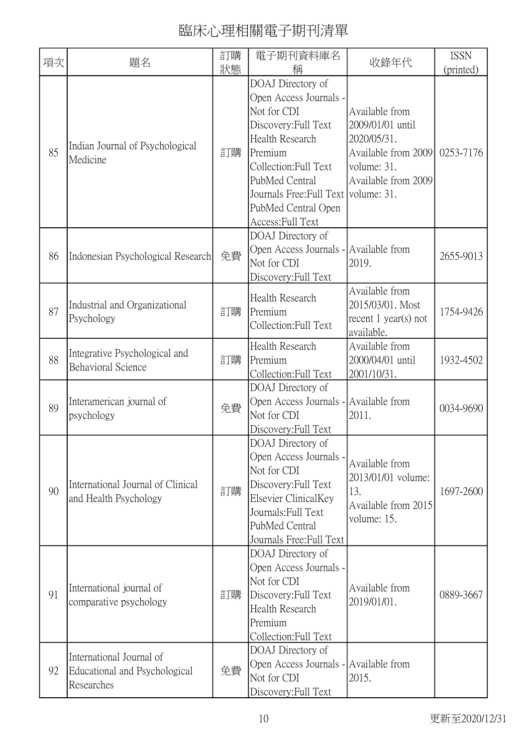# 臨床心理相關電子期刊清單

| 項次 | 題名 | 訂購狀態 | 電子期刊資料庫名稱 | 收錄年代 | ISSN (printed) |
|---|---|---|---|---|---|
| 85 | Indian Journal of Psychological Medicine | 訂購 | DOAJ Directory of Open Access Journals - Not for CDI Discovery:Full Text Health Research Premium Collection:Full Text PubMed Central Journals Free:Full Text PubMed Central Open Access:Full Text | Available from 2009/01/01 until 2020/05/31. Available from 2009 volume: 31. Available from 2009 volume: 31. | 0253-7176 |
| 86 | Indonesian Psychological Research | 免費 | DOAJ Directory of Open Access Journals - Not for CDI Discovery:Full Text | Available from 2019. | 2655-9013 |
| 87 | Industrial and Organizational Psychology | 訂購 | Health Research Premium Collection:Full Text | Available from 2015/03/01. Most recent 1 year(s) not available. | 1754-9426 |
| 88 | Integrative Psychological and Behavioral Science | 訂購 | Health Research Premium Collection:Full Text | Available from 2000/04/01 until 2001/10/31. | 1932-4502 |
| 89 | Interamerican journal of psychology | 免費 | DOAJ Directory of Open Access Journals - Not for CDI Discovery:Full Text | Available from 2011. | 0034-9690 |
| 90 | International Journal of Clinical and Health Psychology | 訂購 | DOAJ Directory of Open Access Journals - Not for CDI Discovery:Full Text Elsevier ClinicalKey Journals:Full Text PubMed Central Journals Free:Full Text | Available from 2013/01/01 volume: 13. Available from 2015 volume: 15. | 1697-2600 |
| 91 | International journal of comparative psychology | 訂購 | DOAJ Directory of Open Access Journals - Not for CDI Discovery:Full Text Health Research Premium Collection:Full Text | Available from 2019/01/01. | 0889-3667 |
| 92 | International Journal of Educational and Psychological Researches | 免費 | DOAJ Directory of Open Access Journals - Not for CDI Discovery:Full Text | Available from 2015. | |

更新至2020/12/31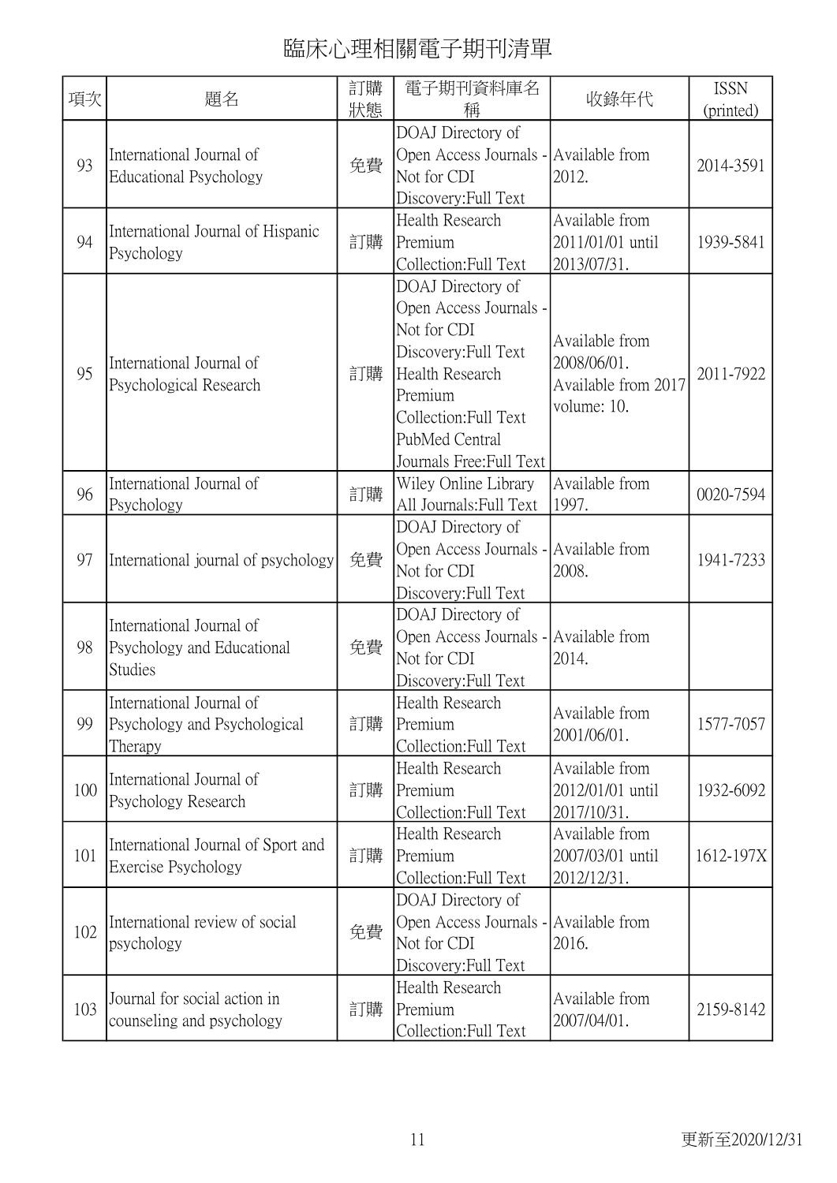# 臨床心理相關電子期刊清單

| 項次 | 題名 | 訂購狀態 | 電子期刊資料庫名稱 | 收錄年代 | ISSN (printed) |
|---|---|---|---|---|---|
| 93 | International Journal of Educational Psychology | 免費 | DOAJ Directory of Open Access Journals - Not for CDI Discovery:Full Text | Available from 2012. | 2014-3591 |
| 94 | International Journal of Hispanic Psychology | 訂購 | Health Research Premium Collection:Full Text | Available from 2011/01/01 until 2013/07/31. | 1939-5841 |
| 95 | International Journal of Psychological Research | 訂購 | DOAJ Directory of Open Access Journals - Not for CDI Discovery:Full Text Health Research Premium Collection:Full Text PubMed Central Journals Free:Full Text | Available from 2008/06/01. Available from 2017 volume: 10. | 2011-7922 |
| 96 | International Journal of Psychology | 訂購 | Wiley Online Library All Journals:Full Text | Available from 1997. | 0020-7594 |
| 97 | International journal of psychology | 免費 | DOAJ Directory of Open Access Journals - Not for CDI Discovery:Full Text | Available from 2008. | 1941-7233 |
| 98 | International Journal of Psychology and Educational Studies | 免費 | DOAJ Directory of Open Access Journals - Not for CDI Discovery:Full Text | Available from 2014. | |
| 99 | International Journal of Psychology and Psychological Therapy | 訂購 | Health Research Premium Collection:Full Text | Available from 2001/06/01. | 1577-7057 |
| 100 | International Journal of Psychology Research | 訂購 | Health Research Premium Collection:Full Text | Available from 2012/01/01 until 2017/10/31. | 1932-6092 |
| 101 | International Journal of Sport and Exercise Psychology | 訂購 | Health Research Premium Collection:Full Text | Available from 2007/03/01 until 2012/12/31. | 1612-197X |
| 102 | International review of social psychology | 免費 | DOAJ Directory of Open Access Journals - Not for CDI Discovery:Full Text | Available from 2016. | |
| 103 | Journal for social action in counseling and psychology | 訂購 | Health Research Premium Collection:Full Text | Available from 2007/04/01. | 2159-8142 |

更新至2020/12/31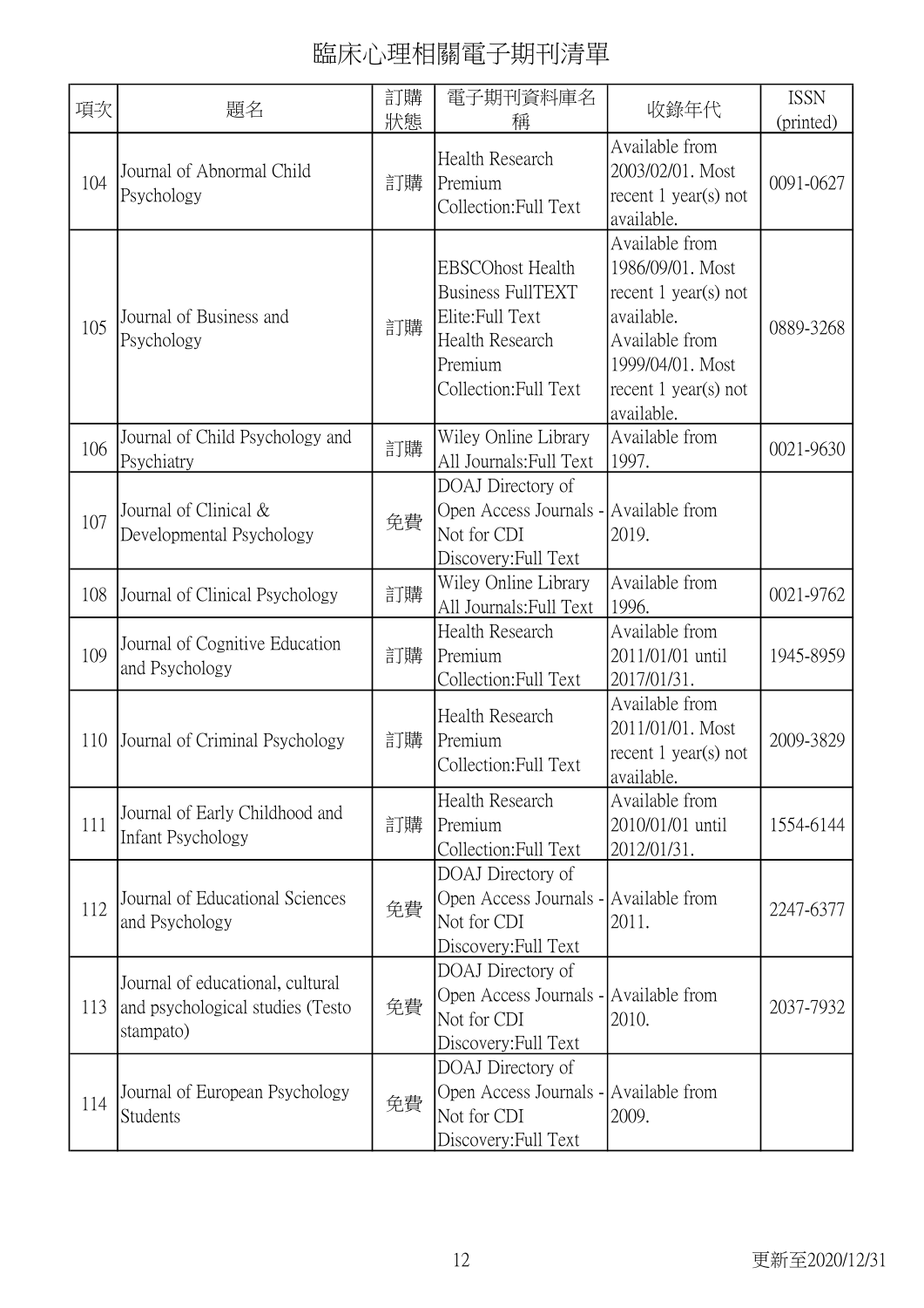# 臨床心理相關電子期刊清單

| 項次 | 題名 | 訂購狀態 | 電子期刊資料庫名稱 | 收錄年代 | ISSN (printed) |
|---|---|---|---|---|---|
| 104 | Journal of Abnormal Child Psychology | 訂購 | Health Research Premium Collection:Full Text | Available from 2003/02/01. Most recent 1 year(s) not available. | 0091-0627 |
| 105 | Journal of Business and Psychology | 訂購 | EBSCOhost Health Business FullTEXT Elite:Full Text Health Research Premium Collection:Full Text | Available from 1986/09/01. Most recent 1 year(s) not available. Available from 1999/04/01. Most recent 1 year(s) not available. | 0889-3268 |
| 106 | Journal of Child Psychology and Psychiatry | 訂購 | Wiley Online Library All Journals:Full Text | Available from 1997. | 0021-9630 |
| 107 | Journal of Clinical & Developmental Psychology | 免費 | DOAJ Directory of Open Access Journals - Not for CDI Discovery:Full Text | Available from 2019. | |
| 108 | Journal of Clinical Psychology | 訂購 | Wiley Online Library All Journals:Full Text | Available from 1996. | 0021-9762 |
| 109 | Journal of Cognitive Education and Psychology | 訂購 | Health Research Premium Collection:Full Text | Available from 2011/01/01 until 2017/01/31. | 1945-8959 |
| 110 | Journal of Criminal Psychology | 訂購 | Health Research Premium Collection:Full Text | Available from 2011/01/01. Most recent 1 year(s) not available. | 2009-3829 |
| 111 | Journal of Early Childhood and Infant Psychology | 訂購 | Health Research Premium Collection:Full Text | Available from 2010/01/01 until 2012/01/31. | 1554-6144 |
| 112 | Journal of Educational Sciences and Psychology | 免費 | DOAJ Directory of Open Access Journals - Not for CDI Discovery:Full Text | Available from 2011. | 2247-6377 |
| 113 | Journal of educational, cultural and psychological studies (Testo stampato) | 免費 | DOAJ Directory of Open Access Journals - Not for CDI Discovery:Full Text | Available from 2010. | 2037-7932 |
| 114 | Journal of European Psychology Students | 免費 | DOAJ Directory of Open Access Journals - Not for CDI Discovery:Full Text | Available from 2009. | |

更新至2020/12/31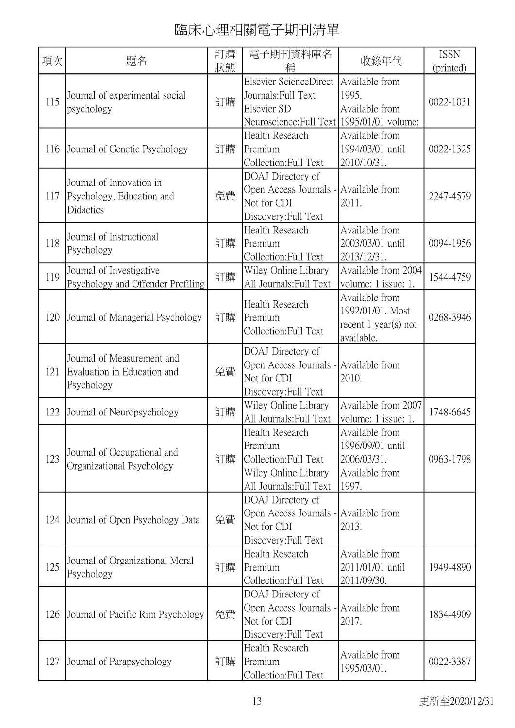# 臨床心理相關電子期刊清單

| 項次 | 題名 | 訂購狀態 | 電子期刊資料庫名稱 | 收錄年代 | ISSN (printed) |
|---|---|---|---|---|---|
| 115 | Journal of experimental social psychology | 訂購 | Elsevier ScienceDirect Journals:Full Text Elsevier SD Neuroscience:Full Text | Available from 1995. Available from 1995/01/01 volume: | 0022-1031 |
| 116 | Journal of Genetic Psychology | 訂購 | Health Research Premium Collection:Full Text | Available from 1994/03/01 until 2010/10/31. | 0022-1325 |
| 117 | Journal of Innovation in Psychology, Education and Didactics | 免費 | DOAJ Directory of Open Access Journals - Not for CDI Discovery:Full Text | Available from 2011. | 2247-4579 |
| 118 | Journal of Instructional Psychology | 訂購 | Health Research Premium Collection:Full Text | Available from 2003/03/01 until 2013/12/31. | 0094-1956 |
| 119 | Journal of Investigative Psychology and Offender Profiling | 訂購 | Wiley Online Library All Journals:Full Text | Available from 2004 volume: 1 issue: 1. | 1544-4759 |
| 120 | Journal of Managerial Psychology | 訂購 | Health Research Premium Collection:Full Text | Available from 1992/01/01. Most recent 1 year(s) not available. | 0268-3946 |
| 121 | Journal of Measurement and Evaluation in Education and Psychology | 免費 | DOAJ Directory of Open Access Journals - Not for CDI Discovery:Full Text | Available from 2010. | |
| 122 | Journal of Neuropsychology | 訂購 | Wiley Online Library All Journals:Full Text | Available from 2007 volume: 1 issue: 1. | 1748-6645 |
| 123 | Journal of Occupational and Organizational Psychology | 訂購 | Health Research Premium Collection:Full Text Wiley Online Library All Journals:Full Text | Available from 1996/09/01 until 2006/03/31. Available from 1997. | 0963-1798 |
| 124 | Journal of Open Psychology Data | 免費 | DOAJ Directory of Open Access Journals - Not for CDI Discovery:Full Text | Available from 2013. | |
| 125 | Journal of Organizational Moral Psychology | 訂購 | Health Research Premium Collection:Full Text | Available from 2011/01/01 until 2011/09/30. | 1949-4890 |
| 126 | Journal of Pacific Rim Psychology | 免費 | DOAJ Directory of Open Access Journals - Not for CDI Discovery:Full Text | Available from 2017. | 1834-4909 |
| 127 | Journal of Parapsychology | 訂購 | Health Research Premium Collection:Full Text | Available from 1995/03/01. | 0022-3387 |

更新至2020/12/31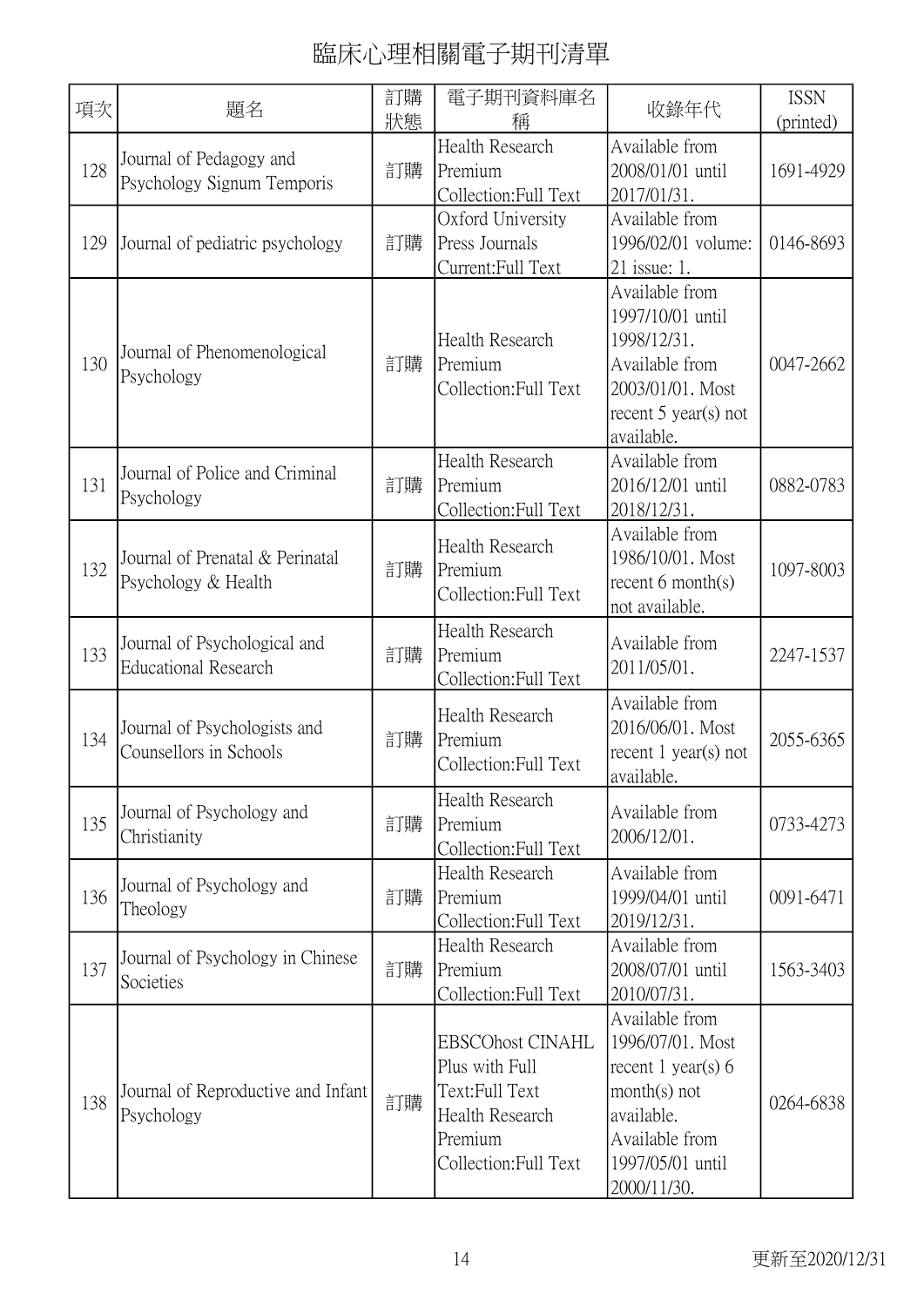# 臨床心理相關電子期刊清單

| 項次 | 題名 | 訂購狀態 | 電子期刊資料庫名稱 | 收錄年代 | ISSN (printed) |
| --- | --- | --- | --- | --- | --- |
| 128 | Journal of Pedagogy and Psychology Signum Temporis | 訂購 | Health Research Premium Collection:Full Text | Available from 2008/01/01 until 2017/01/31. | 1691-4929 |
| 129 | Journal of pediatric psychology | 訂購 | Oxford University Press Journals Current:Full Text | Available from 1996/02/01 volume: 21 issue: 1. | 0146-8693 |
| 130 | Journal of Phenomenological Psychology | 訂購 | Health Research Premium Collection:Full Text | Available from 1997/10/01 until 1998/12/31. Available from 2003/01/01. Most recent 5 year(s) not available. | 0047-2662 |
| 131 | Journal of Police and Criminal Psychology | 訂購 | Health Research Premium Collection:Full Text | Available from 2016/12/01 until 2018/12/31. | 0882-0783 |
| 132 | Journal of Prenatal & Perinatal Psychology & Health | 訂購 | Health Research Premium Collection:Full Text | Available from 1986/10/01. Most recent 6 month(s) not available. | 1097-8003 |
| 133 | Journal of Psychological and Educational Research | 訂購 | Health Research Premium Collection:Full Text | Available from 2011/05/01. | 2247-1537 |
| 134 | Journal of Psychologists and Counsellors in Schools | 訂購 | Health Research Premium Collection:Full Text | Available from 2016/06/01. Most recent 1 year(s) not available. | 2055-6365 |
| 135 | Journal of Psychology and Christianity | 訂購 | Health Research Premium Collection:Full Text | Available from 2006/12/01. | 0733-4273 |
| 136 | Journal of Psychology and Theology | 訂購 | Health Research Premium Collection:Full Text | Available from 1999/04/01 until 2019/12/31. | 0091-6471 |
| 137 | Journal of Psychology in Chinese Societies | 訂購 | Health Research Premium Collection:Full Text | Available from 2008/07/01 until 2010/07/31. | 1563-3403 |
| 138 | Journal of Reproductive and Infant Psychology | 訂購 | EBSCOhost CINAHL Plus with Full Text:Full Text Health Research Premium Collection:Full Text | Available from 1996/07/01. Most recent 1 year(s) 6 month(s) not available. Available from 1997/05/01 until 2000/11/30. | 0264-6838 |

更新至2020/12/31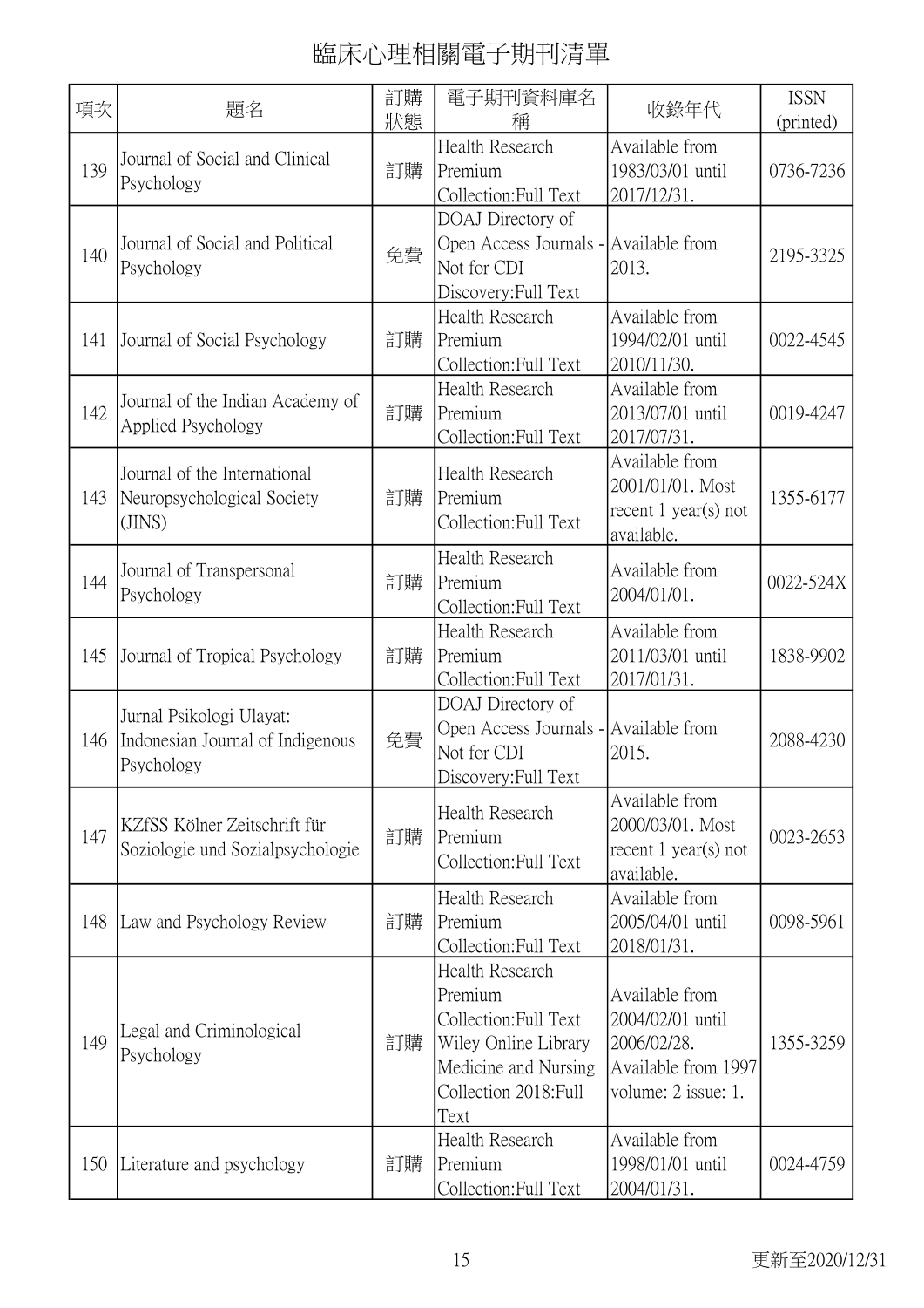# 臨床心理相關電子期刊清單

| 項次 | 題名 | 訂購狀態 | 電子期刊資料庫名稱 | 收錄年代 | ISSN (printed) |
|---|---|---|---|---|---|
| 139 | Journal of Social and Clinical Psychology | 訂購 | Health Research Premium Collection:Full Text | Available from 1983/03/01 until 2017/12/31. | 0736-7236 |
| 140 | Journal of Social and Political Psychology | 免費 | DOAJ Directory of Open Access Journals - Not for CDI Discovery:Full Text | Available from 2013. | 2195-3325 |
| 141 | Journal of Social Psychology | 訂購 | Health Research Premium Collection:Full Text | Available from 1994/02/01 until 2010/11/30. | 0022-4545 |
| 142 | Journal of the Indian Academy of Applied Psychology | 訂購 | Health Research Premium Collection:Full Text | Available from 2013/07/01 until 2017/07/31. | 0019-4247 |
| 143 | Journal of the International Neuropsychological Society (JINS) | 訂購 | Health Research Premium Collection:Full Text | Available from 2001/01/01. Most recent 1 year(s) not available. | 1355-6177 |
| 144 | Journal of Transpersonal Psychology | 訂購 | Health Research Premium Collection:Full Text | Available from 2004/01/01. | 0022-524X |
| 145 | Journal of Tropical Psychology | 訂購 | Health Research Premium Collection:Full Text | Available from 2011/03/01 until 2017/01/31. | 1838-9902 |
| 146 | Jurnal Psikologi Ulayat: Indonesian Journal of Indigenous Psychology | 免費 | DOAJ Directory of Open Access Journals - Not for CDI Discovery:Full Text | Available from 2015. | 2088-4230 |
| 147 | KZfSS Kölner Zeitschrift für Soziologie und Sozialpsychologie | 訂購 | Health Research Premium Collection:Full Text | Available from 2000/03/01. Most recent 1 year(s) not available. | 0023-2653 |
| 148 | Law and Psychology Review | 訂購 | Health Research Premium Collection:Full Text | Available from 2005/04/01 until 2018/01/31. | 0098-5961 |
| 149 | Legal and Criminological Psychology | 訂購 | Health Research Premium Collection:Full Text Wiley Online Library Medicine and Nursing Collection 2018:Full Text | Available from 2004/02/01 until 2006/02/28. Available from 1997 volume: 2 issue: 1. | 1355-3259 |
| 150 | Literature and psychology | 訂購 | Health Research Premium Collection:Full Text | Available from 1998/01/01 until 2004/01/31. | 0024-4759 |

更新至2020/12/31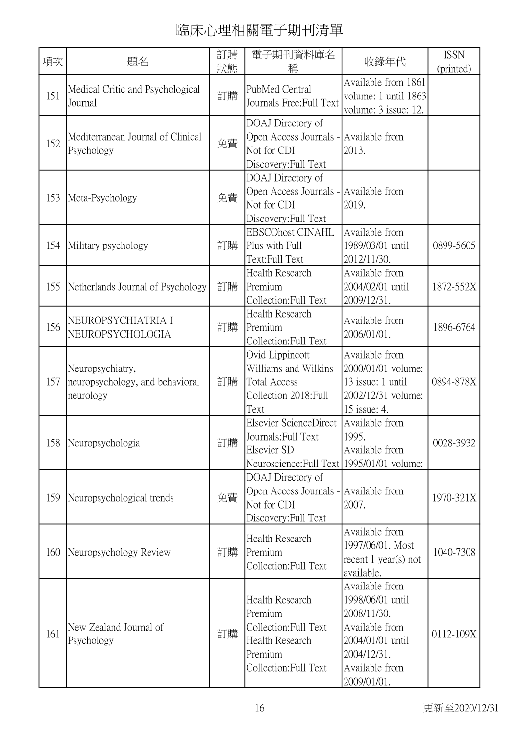# 臨床心理相關電子期刊清單

| 項次 | 題名 | 訂購狀態 | 電子期刊資料庫名稱 | 收錄年代 | ISSN (printed) |
|---|---|---|---|---|---|
| 151 | Medical Critic and Psychological Journal | 訂購 | PubMed Central Journals Free:Full Text | Available from 1861 volume: 1 until 1863 volume: 3 issue: 12. | |
| 152 | Mediterranean Journal of Clinical Psychology | 免費 | DOAJ Directory of Open Access Journals - Not for CDI Discovery:Full Text | Available from 2013. | |
| 153 | Meta-Psychology | 免費 | DOAJ Directory of Open Access Journals - Not for CDI Discovery:Full Text | Available from 2019. | |
| 154 | Military psychology | 訂購 | EBSCOhost CINAHL Plus with Full Text:Full Text | Available from 1989/03/01 until 2012/11/30. | 0899-5605 |
| 155 | Netherlands Journal of Psychology | 訂購 | Health Research Premium Collection:Full Text | Available from 2004/02/01 until 2009/12/31. | 1872-552X |
| 156 | NEUROPSYCHIATRIA I NEUROPSYCHOLOGIA | 訂購 | Health Research Premium Collection:Full Text | Available from 2006/01/01. | 1896-6764 |
| 157 | Neuropsychiatry, neuropsychology, and behavioral neurology | 訂購 | Ovid Lippincott Williams and Wilkins Total Access Collection 2018:Full Text | Available from 2000/01/01 volume: 13 issue: 1 until 2002/12/31 volume: 15 issue: 4. | 0894-878X |
| 158 | Neuropsychologia | 訂購 | Elsevier ScienceDirect Journals:Full Text Elsevier SD Neuroscience:Full Text | Available from 1995. Available from 1995/01/01 volume: | 0028-3932 |
| 159 | Neuropsychological trends | 免費 | DOAJ Directory of Open Access Journals - Not for CDI Discovery:Full Text | Available from 2007. | 1970-321X |
| 160 | Neuropsychology Review | 訂購 | Health Research Premium Collection:Full Text | Available from 1997/06/01. Most recent 1 year(s) not available. | 1040-7308 |
| 161 | New Zealand Journal of Psychology | 訂購 | Health Research Premium Collection:Full Text Health Research Premium Collection:Full Text | Available from 1998/06/01 until 2008/11/30. Available from 2004/01/01 until 2004/12/31. Available from 2009/01/01. | 0112-109X |

更新至2020/12/31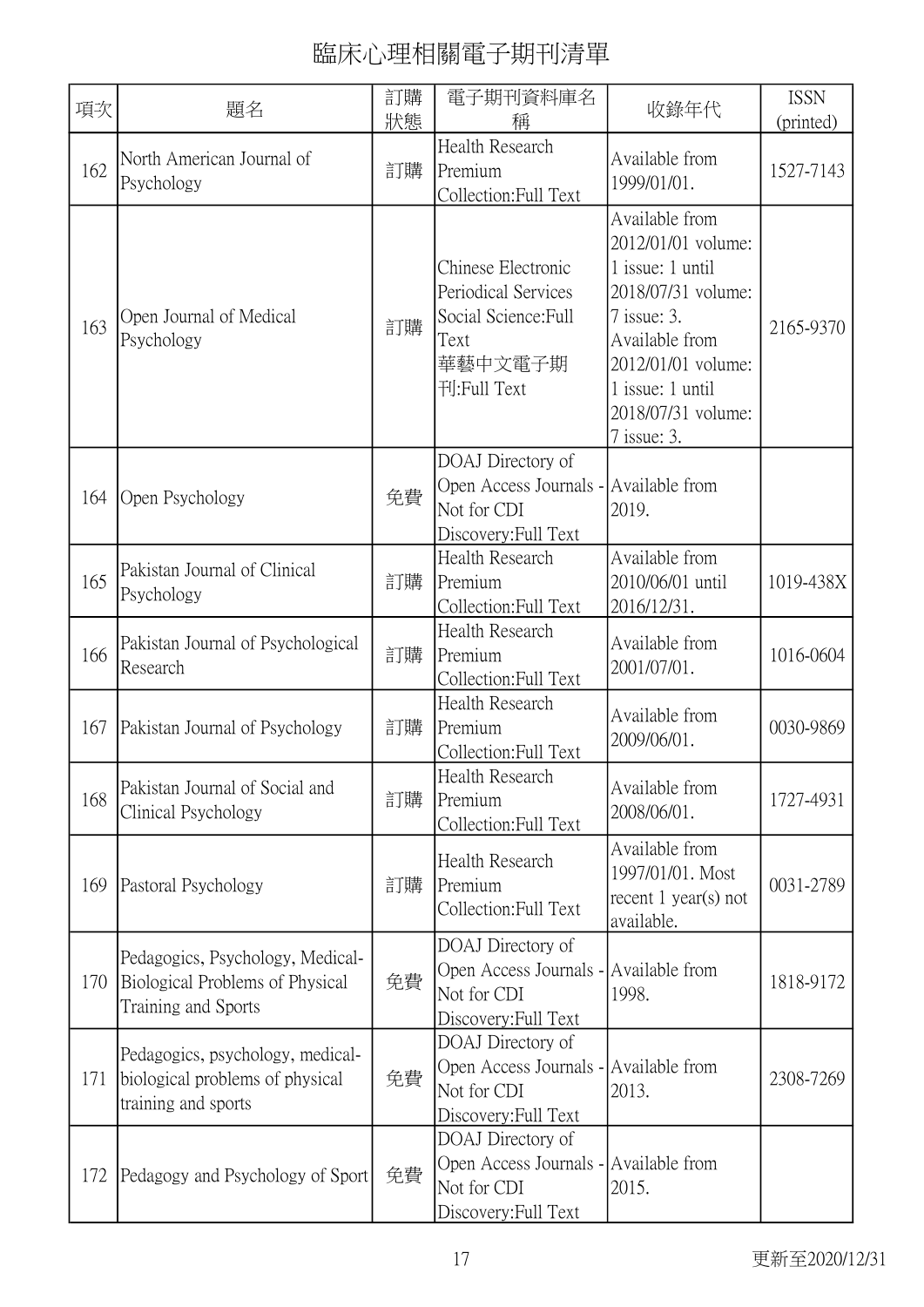# 臨床心理相關電子期刊清單

| 項次 | 題名 | 訂購狀態 | 電子期刊資料庫名稱 | 收錄年代 | ISSN (printed) |
|---|---|---|---|---|---|
| 162 | North American Journal of Psychology | 訂購 | Health Research Premium Collection:Full Text | Available from 1999/01/01. | 1527-7143 |
| 163 | Open Journal of Medical Psychology | 訂購 | Chinese Electronic Periodical Services Social Science:Full Text<br>華藝中文電子期刊:Full Text | Available from 2012/01/01 volume: 1 issue: 1 until 2018/07/31 volume: 7 issue: 3.<br>Available from 2012/01/01 volume: 1 issue: 1 until 2018/07/31 volume: 7 issue: 3. | 2165-9370 |
| 164 | Open Psychology | 免費 | DOAJ Directory of Open Access Journals - Not for CDI Discovery:Full Text | Available from 2019. | |
| 165 | Pakistan Journal of Clinical Psychology | 訂購 | Health Research Premium Collection:Full Text | Available from 2010/06/01 until 2016/12/31. | 1019-438X |
| 166 | Pakistan Journal of Psychological Research | 訂購 | Health Research Premium Collection:Full Text | Available from 2001/07/01. | 1016-0604 |
| 167 | Pakistan Journal of Psychology | 訂購 | Health Research Premium Collection:Full Text | Available from 2009/06/01. | 0030-9869 |
| 168 | Pakistan Journal of Social and Clinical Psychology | 訂購 | Health Research Premium Collection:Full Text | Available from 2008/06/01. | 1727-4931 |
| 169 | Pastoral Psychology | 訂購 | Health Research Premium Collection:Full Text | Available from 1997/01/01. Most recent 1 year(s) not available. | 0031-2789 |
| 170 | Pedagogics, Psychology, Medical-Biological Problems of Physical Training and Sports | 免費 | DOAJ Directory of Open Access Journals - Not for CDI Discovery:Full Text | Available from 1998. | 1818-9172 |
| 171 | Pedagogics, psychology, medical-biological problems of physical training and sports | 免費 | DOAJ Directory of Open Access Journals - Not for CDI Discovery:Full Text | Available from 2013. | 2308-7269 |
| 172 | Pedagogy and Psychology of Sport | 免費 | DOAJ Directory of Open Access Journals - Not for CDI Discovery:Full Text | Available from 2015. | |

更新至2020/12/31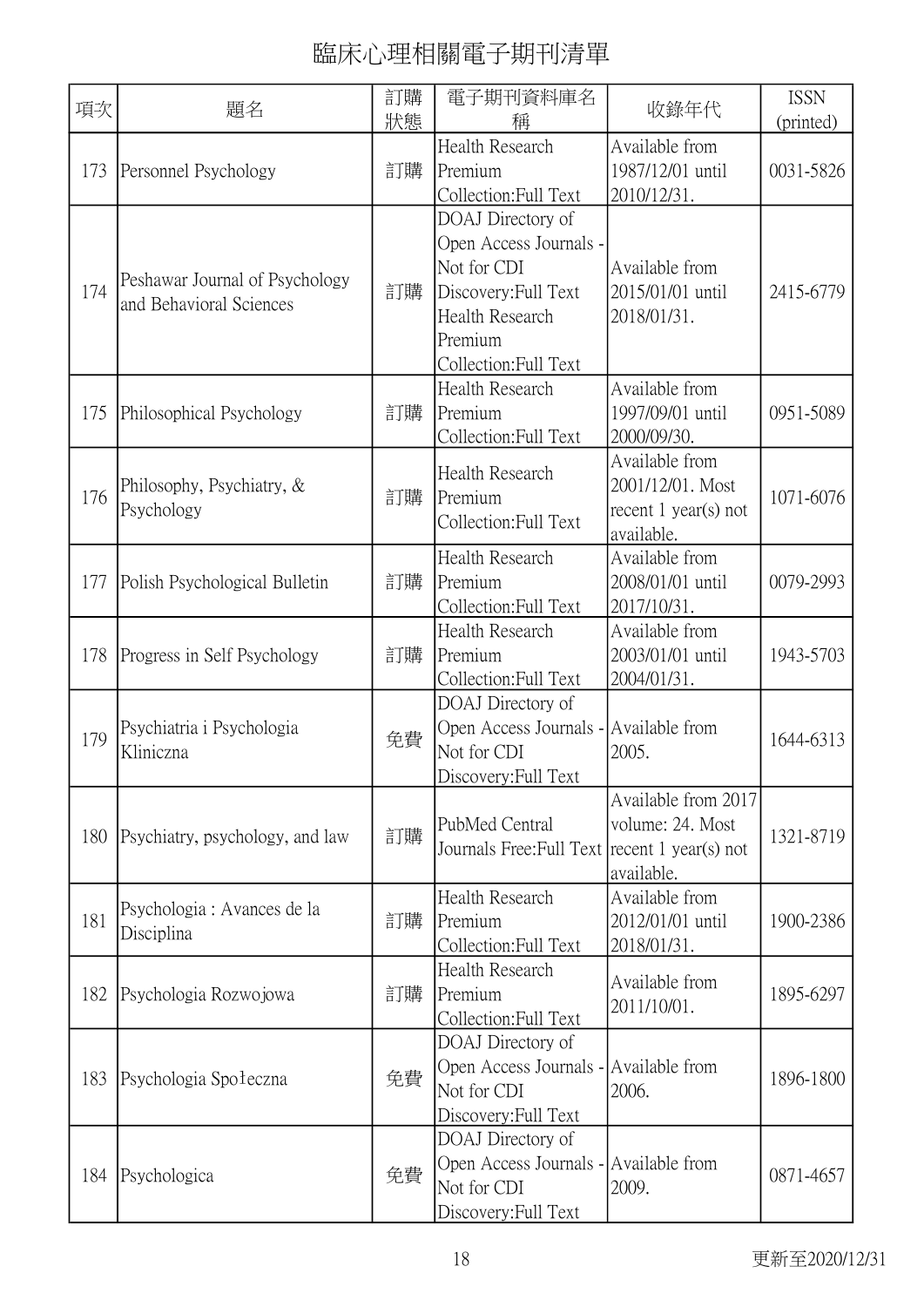# 臨床心理相關電子期刊清單

| 項次 | 題名 | 訂購狀態 | 電子期刊資料庫名稱 | 收錄年代 | ISSN (printed) |
|---|---|---|---|---|---|
| 173 | Personnel Psychology | 訂購 | Health Research Premium Collection:Full Text | Available from 1987/12/01 until 2010/12/31. | 0031-5826 |
| 174 | Peshawar Journal of Psychology and Behavioral Sciences | 訂購 | DOAJ Directory of Open Access Journals - Not for CDI Discovery:Full Text Health Research Premium Collection:Full Text | Available from 2015/01/01 until 2018/01/31. | 2415-6779 |
| 175 | Philosophical Psychology | 訂購 | Health Research Premium Collection:Full Text | Available from 1997/09/01 until 2000/09/30. | 0951-5089 |
| 176 | Philosophy, Psychiatry, & Psychology | 訂購 | Health Research Premium Collection:Full Text | Available from 2001/12/01. Most recent 1 year(s) not available. | 1071-6076 |
| 177 | Polish Psychological Bulletin | 訂購 | Health Research Premium Collection:Full Text | Available from 2008/01/01 until 2017/10/31. | 0079-2993 |
| 178 | Progress in Self Psychology | 訂購 | Health Research Premium Collection:Full Text | Available from 2003/01/01 until 2004/01/31. | 1943-5703 |
| 179 | Psychiatria i Psychologia Kliniczna | 免費 | DOAJ Directory of Open Access Journals - Not for CDI Discovery:Full Text | Available from 2005. | 1644-6313 |
| 180 | Psychiatry, psychology, and law | 訂購 | PubMed Central Journals Free:Full Text | Available from 2017 volume: 24. Most recent 1 year(s) not available. | 1321-8719 |
| 181 | Psychologia : Avances de la Disciplina | 訂購 | Health Research Premium Collection:Full Text | Available from 2012/01/01 until 2018/01/31. | 1900-2386 |
| 182 | Psychologia Rozwojowa | 訂購 | Health Research Premium Collection:Full Text | Available from 2011/10/01. | 1895-6297 |
| 183 | Psychologia Społeczna | 免費 | DOAJ Directory of Open Access Journals - Not for CDI Discovery:Full Text | Available from 2006. | 1896-1800 |
| 184 | Psychologica | 免費 | DOAJ Directory of Open Access Journals - Not for CDI Discovery:Full Text | Available from 2009. | 0871-4657 |

更新至2020/12/31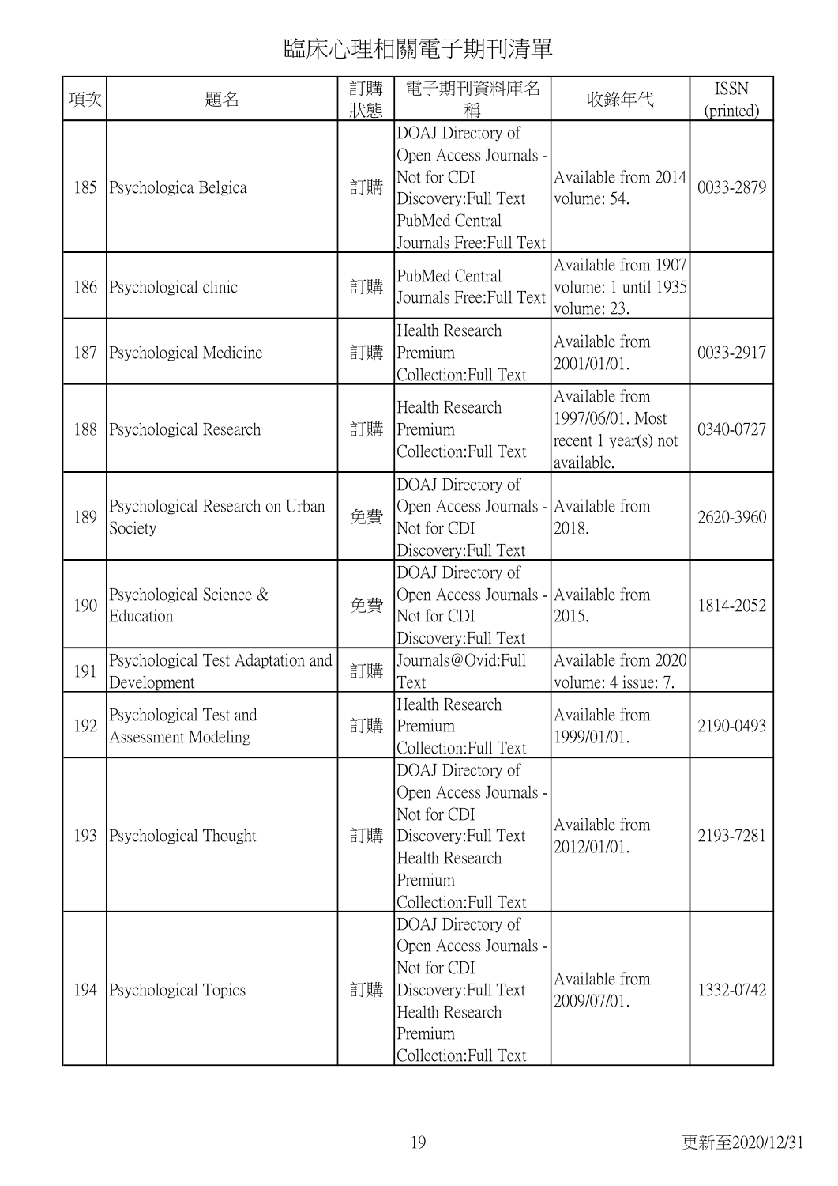# 臨床心理相關電子期刊清單

| 項次 | 題名 | 訂購狀態 | 電子期刊資料庫名稱 | 收錄年代 | ISSN (printed) |
|---|---|---|---|---|---|
| 185 | Psychologica Belgica | 訂購 | DOAJ Directory of Open Access Journals - Not for CDI Discovery:Full Text PubMed Central Journals Free:Full Text | Available from 2014 volume: 54. | 0033-2879 |
| 186 | Psychological clinic | 訂購 | PubMed Central Journals Free:Full Text | Available from 1907 volume: 1 until 1935 volume: 23. | |
| 187 | Psychological Medicine | 訂購 | Health Research Premium Collection:Full Text | Available from 2001/01/01. | 0033-2917 |
| 188 | Psychological Research | 訂購 | Health Research Premium Collection:Full Text | Available from 1997/06/01. Most recent 1 year(s) not available. | 0340-0727 |
| 189 | Psychological Research on Urban Society | 免費 | DOAJ Directory of Open Access Journals - Not for CDI Discovery:Full Text | Available from 2018. | 2620-3960 |
| 190 | Psychological Science & Education | 免費 | DOAJ Directory of Open Access Journals - Not for CDI Discovery:Full Text | Available from 2015. | 1814-2052 |
| 191 | Psychological Test Adaptation and Development | 訂購 | Journals@Ovid:Full Text | Available from 2020 volume: 4 issue: 7. | |
| 192 | Psychological Test and Assessment Modeling | 訂購 | Health Research Premium Collection:Full Text | Available from 1999/01/01. | 2190-0493 |
| 193 | Psychological Thought | 訂購 | DOAJ Directory of Open Access Journals - Not for CDI Discovery:Full Text Health Research Premium Collection:Full Text | Available from 2012/01/01. | 2193-7281 |
| 194 | Psychological Topics | 訂購 | DOAJ Directory of Open Access Journals - Not for CDI Discovery:Full Text Health Research Premium Collection:Full Text | Available from 2009/07/01. | 1332-0742 |

更新至2020/12/31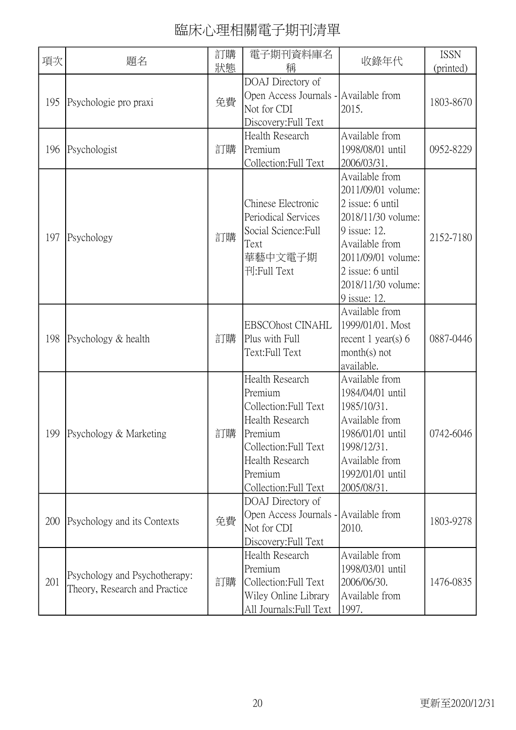# 臨床心理相關電子期刊清單

| 項次 | 題名 | 訂購狀態 | 電子期刊資料庫名稱 | 收錄年代 | ISSN (printed) |
|---|---|---|---|---|---|
| 195 | Psychologie pro praxi | 免費 | DOAJ Directory of Open Access Journals - Not for CDI Discovery:Full Text | Available from 2015. | 1803-8670 |
| 196 | Psychologist | 訂購 | Health Research Premium Collection:Full Text | Available from 1998/08/01 until 2006/03/31. | 0952-8229 |
| 197 | Psychology | 訂購 | Chinese Electronic Periodical Services Social Science:Full Text 華藝中文電子期刊:Full Text | Available from 2011/09/01 volume: 2 issue: 6 until 2018/11/30 volume: 9 issue: 12. Available from 2011/09/01 volume: 2 issue: 6 until 2018/11/30 volume: 9 issue: 12. | 2152-7180 |
| 198 | Psychology & health | 訂購 | EBSCOhost CINAHL Plus with Full Text:Full Text | Available from 1999/01/01. Most recent 1 year(s) 6 month(s) not available. | 0887-0446 |
| 199 | Psychology & Marketing | 訂購 | Health Research Premium Collection:Full Text Health Research Premium Collection:Full Text Health Research Premium Collection:Full Text | Available from 1984/04/01 until 1985/10/31. Available from 1986/01/01 until 1998/12/31. Available from 1992/01/01 until 2005/08/31. | 0742-6046 |
| 200 | Psychology and its Contexts | 免費 | DOAJ Directory of Open Access Journals - Not for CDI Discovery:Full Text | Available from 2010. | 1803-9278 |
| 201 | Psychology and Psychotherapy: Theory, Research and Practice | 訂購 | Health Research Premium Collection:Full Text Wiley Online Library All Journals:Full Text | Available from 1998/03/01 until 2006/06/30. Available from 1997. | 1476-0835 |

更新至2020/12/31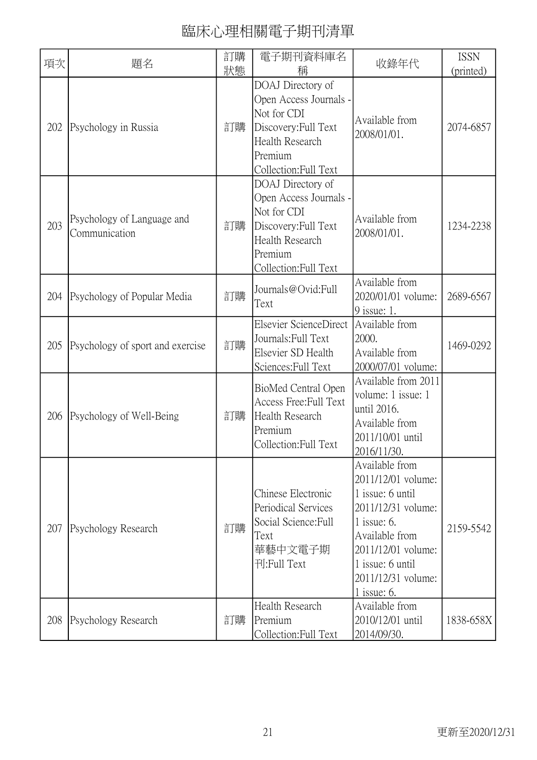# 臨床心理相關電子期刊清單

| 項次 | 題名 | 訂購狀態 | 電子期刊資料庫名稱 | 收錄年代 | ISSN (printed) |
|---|---|---|---|---|---|
| 202 | Psychology in Russia | 訂購 | DOAJ Directory of Open Access Journals - Not for CDI Discovery:Full Text Health Research Premium Collection:Full Text | Available from 2008/01/01. | 2074-6857 |
| 203 | Psychology of Language and Communication | 訂購 | DOAJ Directory of Open Access Journals - Not for CDI Discovery:Full Text Health Research Premium Collection:Full Text | Available from 2008/01/01. | 1234-2238 |
| 204 | Psychology of Popular Media | 訂購 | Journals@Ovid:Full Text | Available from 2020/01/01 volume: 9 issue: 1. | 2689-6567 |
| 205 | Psychology of sport and exercise | 訂購 | Elsevier ScienceDirect Journals:Full Text Elsevier SD Health Sciences:Full Text | Available from 2000. Available from 2000/07/01 volume: | 1469-0292 |
| 206 | Psychology of Well-Being | 訂購 | BioMed Central Open Access Free:Full Text Health Research Premium Collection:Full Text | Available from 2011 volume: 1 issue: 1 until 2016. Available from 2011/10/01 until 2016/11/30. | |
| 207 | Psychology Research | 訂購 | Chinese Electronic Periodical Services Social Science:Full Text 華藝中文電子期刊:Full Text | Available from 2011/12/01 volume: 1 issue: 6 until 2011/12/31 volume: 1 issue: 6. Available from 2011/12/01 volume: 1 issue: 6 until 2011/12/31 volume: 1 issue: 6. | 2159-5542 |
| 208 | Psychology Research | 訂購 | Health Research Premium Collection:Full Text | Available from 2010/12/01 until 2014/09/30. | 1838-658X |

更新至2020/12/31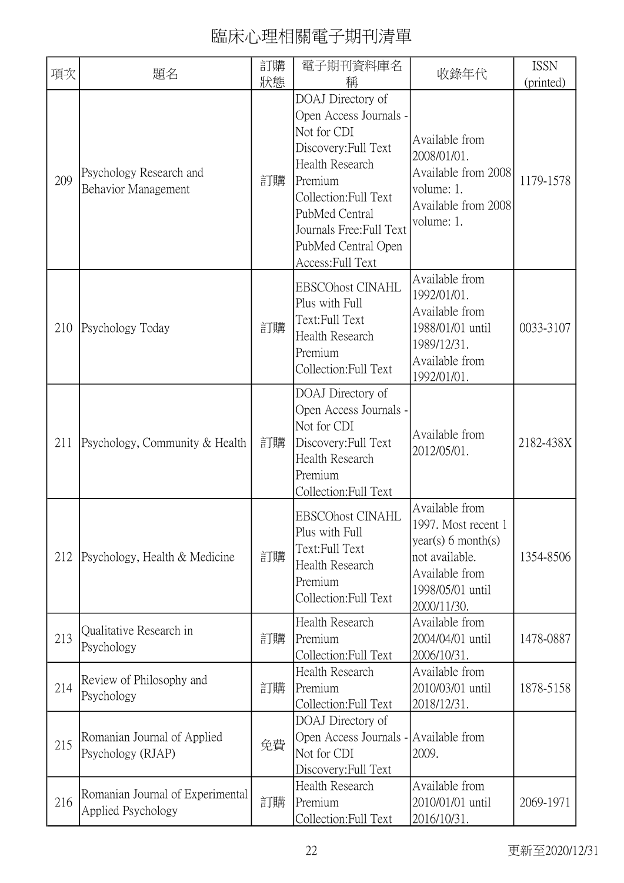# 臨床心理相關電子期刊清單

| 項次 | 題名 | 訂購狀態 | 電子期刊資料庫名稱 | 收錄年代 | ISSN (printed) |
|---|---|---|---|---|---|
| 209 | Psychology Research and Behavior Management | 訂購 | DOAJ Directory of Open Access Journals - Not for CDI Discovery:Full Text Health Research Premium Collection:Full Text PubMed Central Journals Free:Full Text PubMed Central Open Access:Full Text | Available from 2008/01/01. Available from 2008 volume: 1. Available from 2008 volume: 1. | 1179-1578 |
| 210 | Psychology Today | 訂購 | EBSCOhost CINAHL Plus with Full Text:Full Text Health Research Premium Collection:Full Text | Available from 1992/01/01. Available from 1988/01/01 until 1989/12/31. Available from 1992/01/01. | 0033-3107 |
| 211 | Psychology, Community & Health | 訂購 | DOAJ Directory of Open Access Journals - Not for CDI Discovery:Full Text Health Research Premium Collection:Full Text | Available from 2012/05/01. | 2182-438X |
| 212 | Psychology, Health & Medicine | 訂購 | EBSCOhost CINAHL Plus with Full Text:Full Text Health Research Premium Collection:Full Text | Available from 1997. Most recent 1 year(s) 6 month(s) not available. Available from 1998/05/01 until 2000/11/30. | 1354-8506 |
| 213 | Qualitative Research in Psychology | 訂購 | Health Research Premium Collection:Full Text | Available from 2004/04/01 until 2006/10/31. | 1478-0887 |
| 214 | Review of Philosophy and Psychology | 訂購 | Health Research Premium Collection:Full Text | Available from 2010/03/01 until 2018/12/31. | 1878-5158 |
| 215 | Romanian Journal of Applied Psychology (RJAP) | 免費 | DOAJ Directory of Open Access Journals - Not for CDI Discovery:Full Text | Available from 2009. | |
| 216 | Romanian Journal of Experimental Applied Psychology | 訂購 | Health Research Premium Collection:Full Text | Available from 2010/01/01 until 2016/10/31. | 2069-1971 |

更新至2020/12/31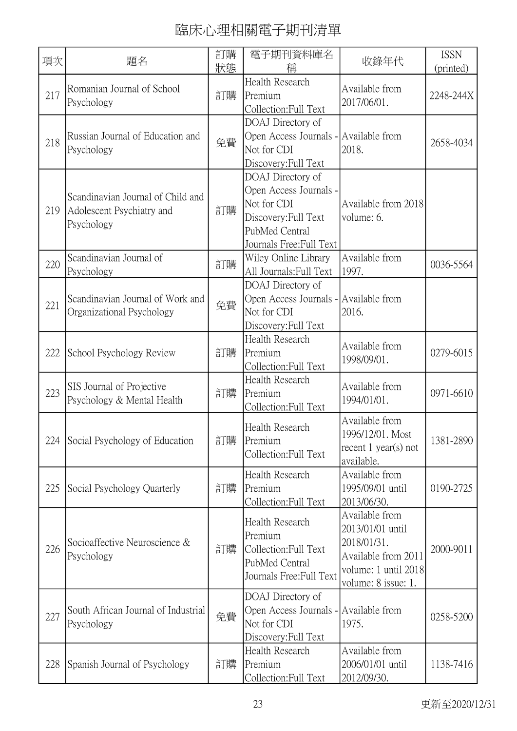# 臨床心理相關電子期刊清單

| 項次 | 題名 | 訂購狀態 | 電子期刊資料庫名稱 | 收錄年代 | ISSN (printed) |
|---|---|---|---|---|---|
| 217 | Romanian Journal of School Psychology | 訂購 | Health Research Premium Collection:Full Text | Available from 2017/06/01. | 2248-244X |
| 218 | Russian Journal of Education and Psychology | 免費 | DOAJ Directory of Open Access Journals - Not for CDI Discovery:Full Text | Available from 2018. | 2658-4034 |
| 219 | Scandinavian Journal of Child and Adolescent Psychiatry and Psychology | 訂購 | DOAJ Directory of Open Access Journals - Not for CDI Discovery:Full Text PubMed Central Journals Free:Full Text | Available from 2018 volume: 6. | |
| 220 | Scandinavian Journal of Psychology | 訂購 | Wiley Online Library All Journals:Full Text | Available from 1997. | 0036-5564 |
| 221 | Scandinavian Journal of Work and Organizational Psychology | 免費 | DOAJ Directory of Open Access Journals - Not for CDI Discovery:Full Text | Available from 2016. | |
| 222 | School Psychology Review | 訂購 | Health Research Premium Collection:Full Text | Available from 1998/09/01. | 0279-6015 |
| 223 | SIS Journal of Projective Psychology & Mental Health | 訂購 | Health Research Premium Collection:Full Text | Available from 1994/01/01. | 0971-6610 |
| 224 | Social Psychology of Education | 訂購 | Health Research Premium Collection:Full Text | Available from 1996/12/01. Most recent 1 year(s) not available. | 1381-2890 |
| 225 | Social Psychology Quarterly | 訂購 | Health Research Premium Collection:Full Text | Available from 1995/09/01 until 2013/06/30. | 0190-2725 |
| 226 | Socioaffective Neuroscience & Psychology | 訂購 | Health Research Premium Collection:Full Text PubMed Central Journals Free:Full Text | Available from 2013/01/01 until 2018/01/31. Available from 2011 volume: 1 until 2018 volume: 8 issue: 1. | 2000-9011 |
| 227 | South African Journal of Industrial Psychology | 免費 | DOAJ Directory of Open Access Journals - Not for CDI Discovery:Full Text | Available from 1975. | 0258-5200 |
| 228 | Spanish Journal of Psychology | 訂購 | Health Research Premium Collection:Full Text | Available from 2006/01/01 until 2012/09/30. | 1138-7416 |

更新至2020/12/31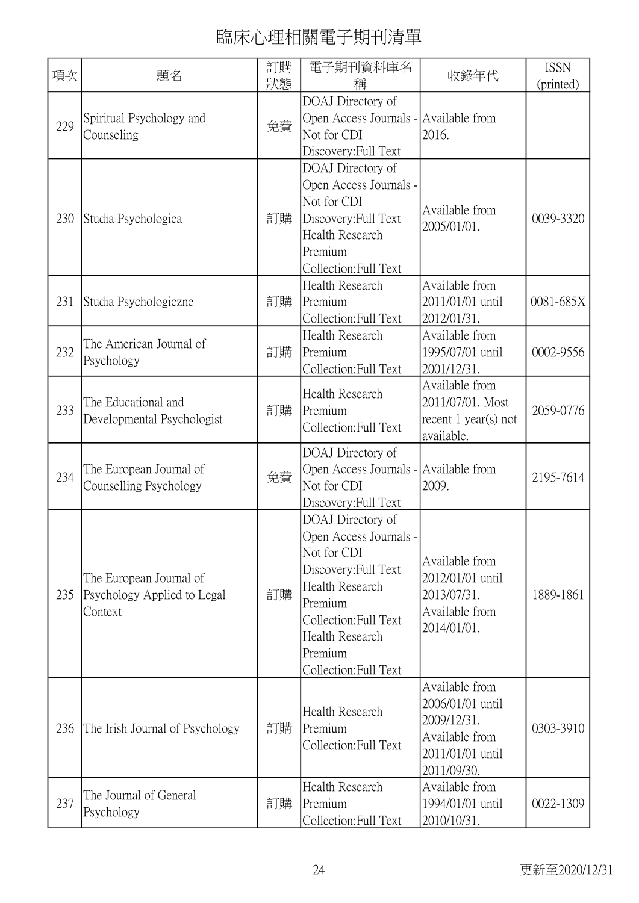# 臨床心理相關電子期刊清單

| 項次 | 題名 | 訂購狀態 | 電子期刊資料庫名稱 | 收錄年代 | ISSN (printed) |
|---|---|---|---|---|---|
| 229 | Spiritual Psychology and Counseling | 免費 | DOAJ Directory of Open Access Journals - Not for CDI Discovery:Full Text | Available from 2016. | |
| 230 | Studia Psychologica | 訂購 | DOAJ Directory of Open Access Journals - Not for CDI Discovery:Full Text Health Research Premium Collection:Full Text | Available from 2005/01/01. | 0039-3320 |
| 231 | Studia Psychologiczne | 訂購 | Health Research Premium Collection:Full Text | Available from 2011/01/01 until 2012/01/31. | 0081-685X |
| 232 | The American Journal of Psychology | 訂購 | Health Research Premium Collection:Full Text | Available from 1995/07/01 until 2001/12/31. | 0002-9556 |
| 233 | The Educational and Developmental Psychologist | 訂購 | Health Research Premium Collection:Full Text | Available from 2011/07/01. Most recent 1 year(s) not available. | 2059-0776 |
| 234 | The European Journal of Counselling Psychology | 免費 | DOAJ Directory of Open Access Journals - Not for CDI Discovery:Full Text | Available from 2009. | 2195-7614 |
| 235 | The European Journal of Psychology Applied to Legal Context | 訂購 | DOAJ Directory of Open Access Journals - Not for CDI Discovery:Full Text Health Research Premium Collection:Full Text Health Research Premium Collection:Full Text | Available from 2012/01/01 until 2013/07/31. Available from 2014/01/01. | 1889-1861 |
| 236 | The Irish Journal of Psychology | 訂購 | Health Research Premium Collection:Full Text | Available from 2006/01/01 until 2009/12/31. Available from 2011/01/01 until 2011/09/30. | 0303-3910 |
| 237 | The Journal of General Psychology | 訂購 | Health Research Premium Collection:Full Text | Available from 1994/01/01 until 2010/10/31. | 0022-1309 |

更新至2020/12/31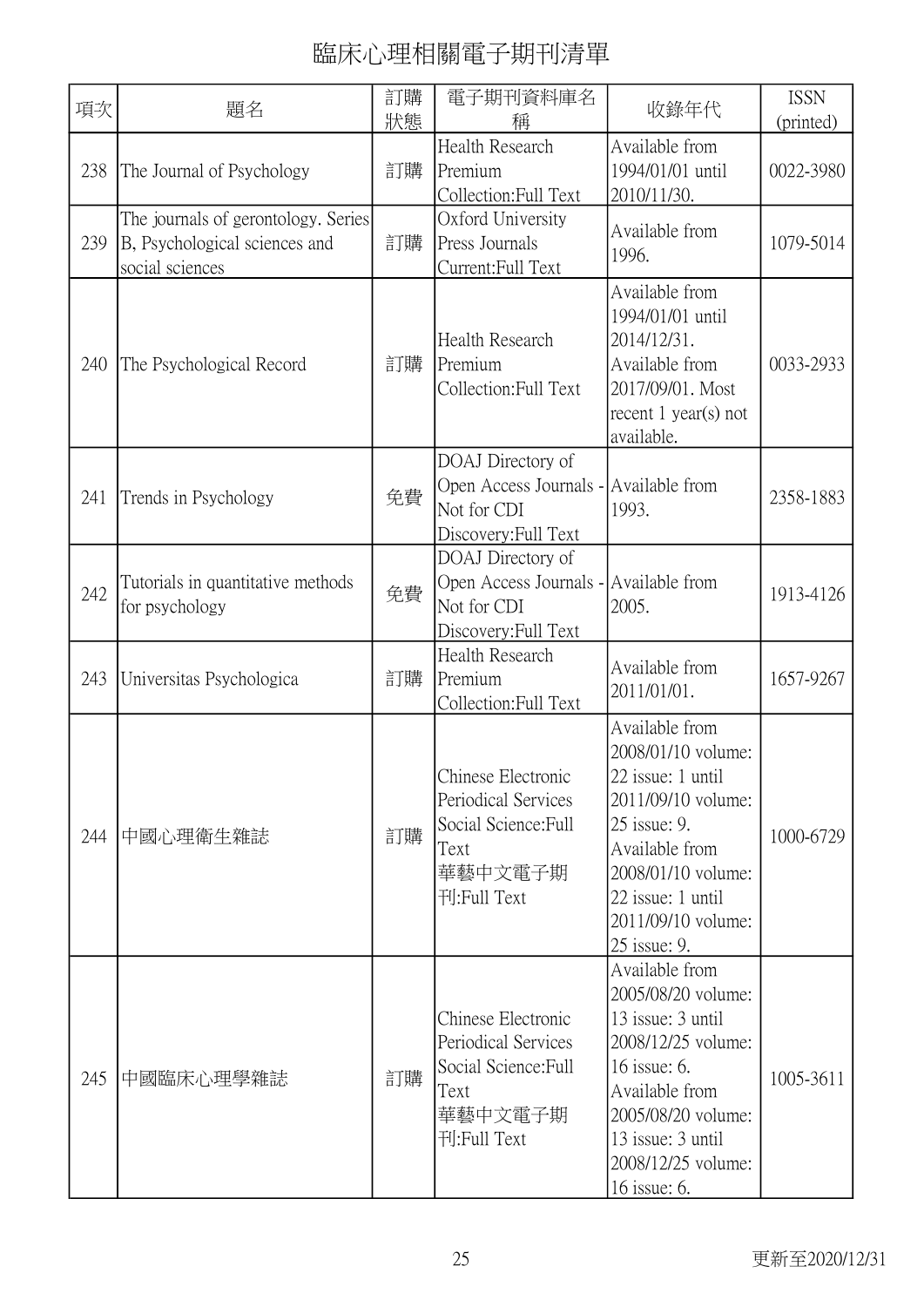# 臨床心理相關電子期刊清單

| 項次 | 題名 | 訂購狀態 | 電子期刊資料庫名稱 | 收錄年代 | ISSN (printed) |
|---|---|---|---|---|---|
| 238 | The Journal of Psychology | 訂購 | Health Research Premium Collection:Full Text | Available from 1994/01/01 until 2010/11/30. | 0022-3980 |
| 239 | The journals of gerontology. Series B, Psychological sciences and social sciences | 訂購 | Oxford University Press Journals Current:Full Text | Available from 1996. | 1079-5014 |
| 240 | The Psychological Record | 訂購 | Health Research Premium Collection:Full Text | Available from 1994/01/01 until 2014/12/31. Available from 2017/09/01. Most recent 1 year(s) not available. | 0033-2933 |
| 241 | Trends in Psychology | 免費 | DOAJ Directory of Open Access Journals - Not for CDI Discovery:Full Text | Available from 1993. | 2358-1883 |
| 242 | Tutorials in quantitative methods for psychology | 免費 | DOAJ Directory of Open Access Journals - Not for CDI Discovery:Full Text | Available from 2005. | 1913-4126 |
| 243 | Universitas Psychologica | 訂購 | Health Research Premium Collection:Full Text | Available from 2011/01/01. | 1657-9267 |
| 244 | 中國心理衛生雜誌 | 訂購 | Chinese Electronic Periodical Services Social Science:Full Text<br>華藝中文電子期刊:Full Text | Available from 2008/01/10 volume: 22 issue: 1 until 2011/09/10 volume: 25 issue: 9. Available from 2008/01/10 volume: 22 issue: 1 until 2011/09/10 volume: 25 issue: 9. | 1000-6729 |
| 245 | 中國臨床心理學雜誌 | 訂購 | Chinese Electronic Periodical Services Social Science:Full Text<br>華藝中文電子期刊:Full Text | Available from 2005/08/20 volume: 13 issue: 3 until 2008/12/25 volume: 16 issue: 6. Available from 2005/08/20 volume: 13 issue: 3 until 2008/12/25 volume: 16 issue: 6. | 1005-3611 |

更新至2020/12/31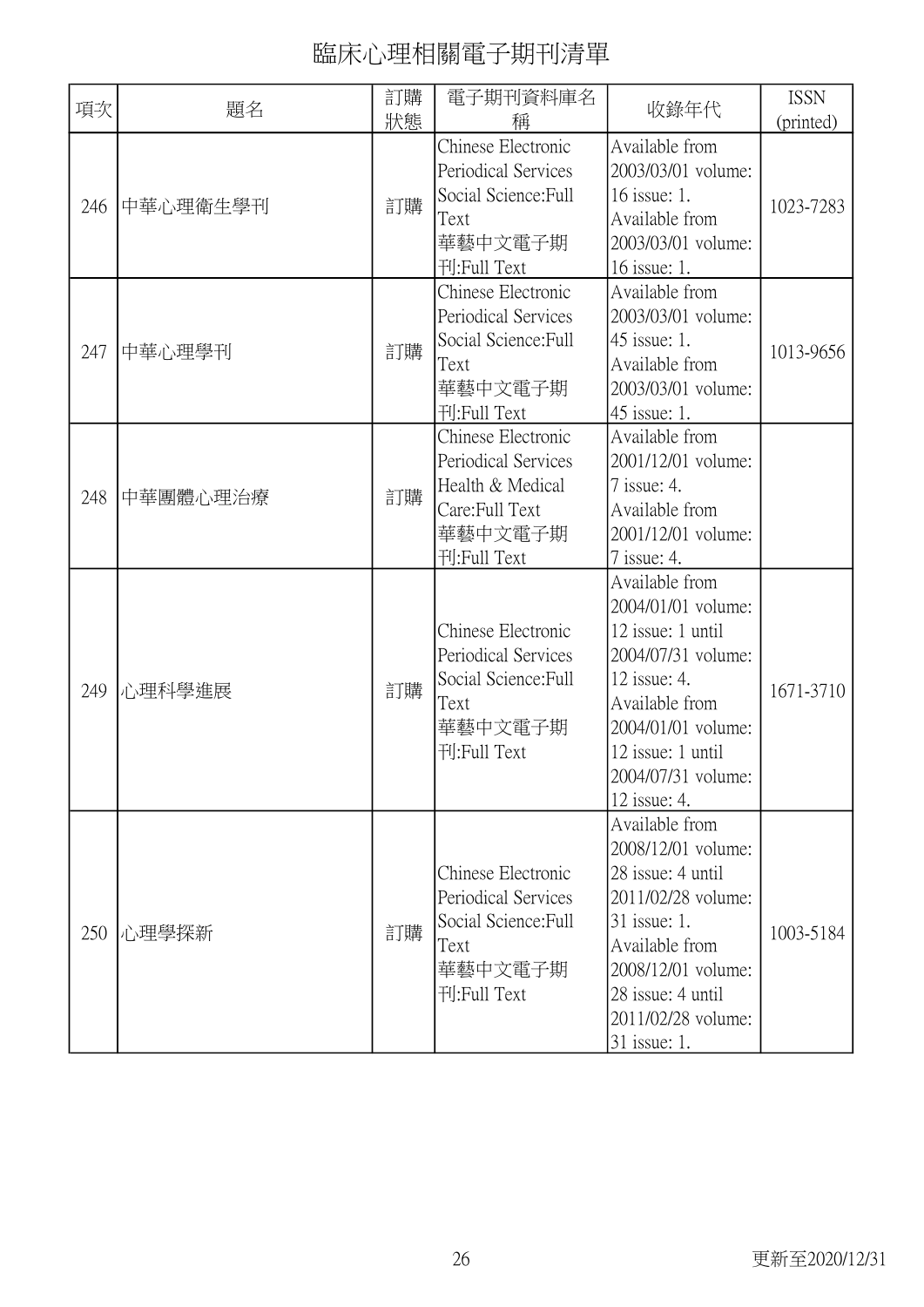# 臨床心理相關電子期刊清單

| 項次 | 題名 | 訂購狀態 | 電子期刊資料庫名稱 | 收錄年代 | ISSN (printed) |
|---|---|---|---|---|---|
| 246 | 中華心理衛生學刊 | 訂購 | Chinese Electronic Periodical Services Social Science:Full Text 華藝中文電子期刊:Full Text | Available from 2003/03/01 volume: 16 issue: 1. Available from 2003/03/01 volume: 16 issue: 1. | 1023-7283 |
| 247 | 中華心理學刊 | 訂購 | Chinese Electronic Periodical Services Social Science:Full Text 華藝中文電子期刊:Full Text | Available from 2003/03/01 volume: 45 issue: 1. Available from 2003/03/01 volume: 45 issue: 1. | 1013-9656 |
| 248 | 中華團體心理治療 | 訂購 | Chinese Electronic Periodical Services Health & Medical Care:Full Text 華藝中文電子期刊:Full Text | Available from 2001/12/01 volume: 7 issue: 4. Available from 2001/12/01 volume: 7 issue: 4. | |
| 249 | 心理科學進展 | 訂購 | Chinese Electronic Periodical Services Social Science:Full Text 華藝中文電子期刊:Full Text | Available from 2004/01/01 volume: 12 issue: 1 until 2004/07/31 volume: 12 issue: 4. Available from 2004/01/01 volume: 12 issue: 1 until 2004/07/31 volume: 12 issue: 4. | 1671-3710 |
| 250 | 心理學探新 | 訂購 | Chinese Electronic Periodical Services Social Science:Full Text 華藝中文電子期刊:Full Text | Available from 2008/12/01 volume: 28 issue: 4 until 2011/02/28 volume: 31 issue: 1. Available from 2008/12/01 volume: 28 issue: 4 until 2011/02/28 volume: 31 issue: 1. | 1003-5184 |

更新至2020/12/31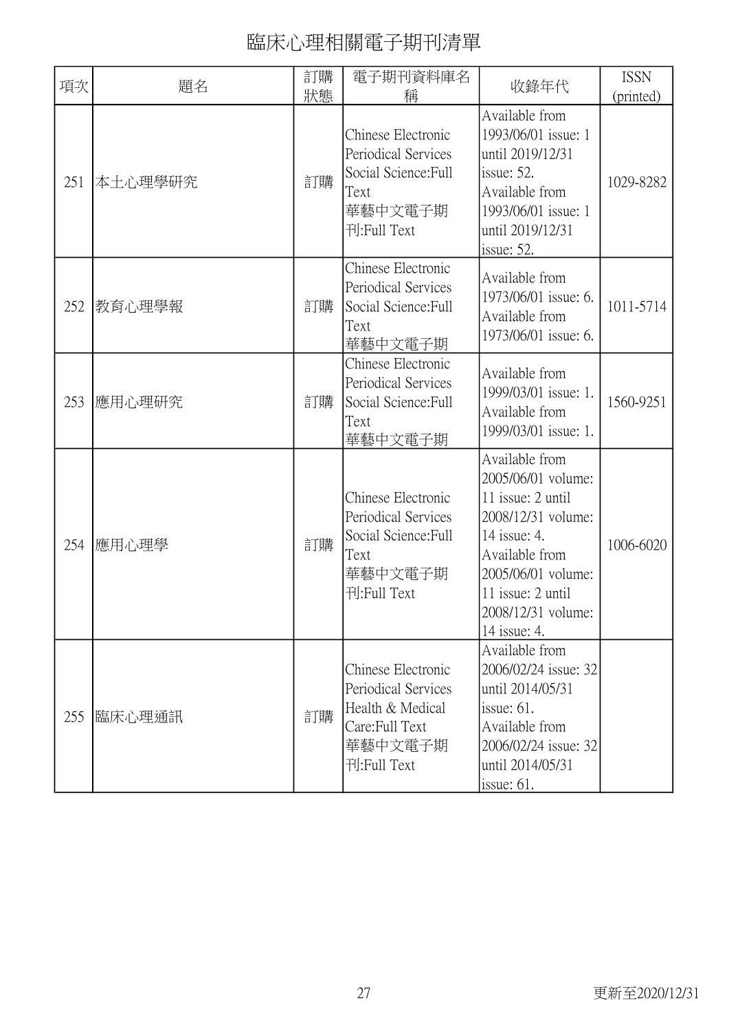# 臨床心理相關電子期刊清單

| 項次 | 題名 | 訂購狀態 | 電子期刊資料庫名稱 | 收錄年代 | ISSN (printed) |
|---|---|---|---|---|---|
| 251 | 本土心理學研究 | 訂購 | Chinese Electronic Periodical Services Social Science:Full Text 華藝中文電子期刊:Full Text | Available from 1993/06/01 issue: 1 until 2019/12/31 issue: 52. Available from 1993/06/01 issue: 1 until 2019/12/31 issue: 52. | 1029-8282 |
| 252 | 教育心理學報 | 訂購 | Chinese Electronic Periodical Services Social Science:Full Text 華藝中文電子期 | Available from 1973/06/01 issue: 6. Available from 1973/06/01 issue: 6. | 1011-5714 |
| 253 | 應用心理研究 | 訂購 | Chinese Electronic Periodical Services Social Science:Full Text 華藝中文電子期 | Available from 1999/03/01 issue: 1. Available from 1999/03/01 issue: 1. | 1560-9251 |
| 254 | 應用心理學 | 訂購 | Chinese Electronic Periodical Services Social Science:Full Text 華藝中文電子期刊:Full Text | Available from 2005/06/01 volume: 11 issue: 2 until 2008/12/31 volume: 14 issue: 4. Available from 2005/06/01 volume: 11 issue: 2 until 2008/12/31 volume: 14 issue: 4. | 1006-6020 |
| 255 | 臨床心理通訊 | 訂購 | Chinese Electronic Periodical Services Health & Medical Care:Full Text 華藝中文電子期刊:Full Text | Available from 2006/02/24 issue: 32 until 2014/05/31 issue: 61. Available from 2006/02/24 issue: 32 until 2014/05/31 issue: 61. | |

更新至2020/12/31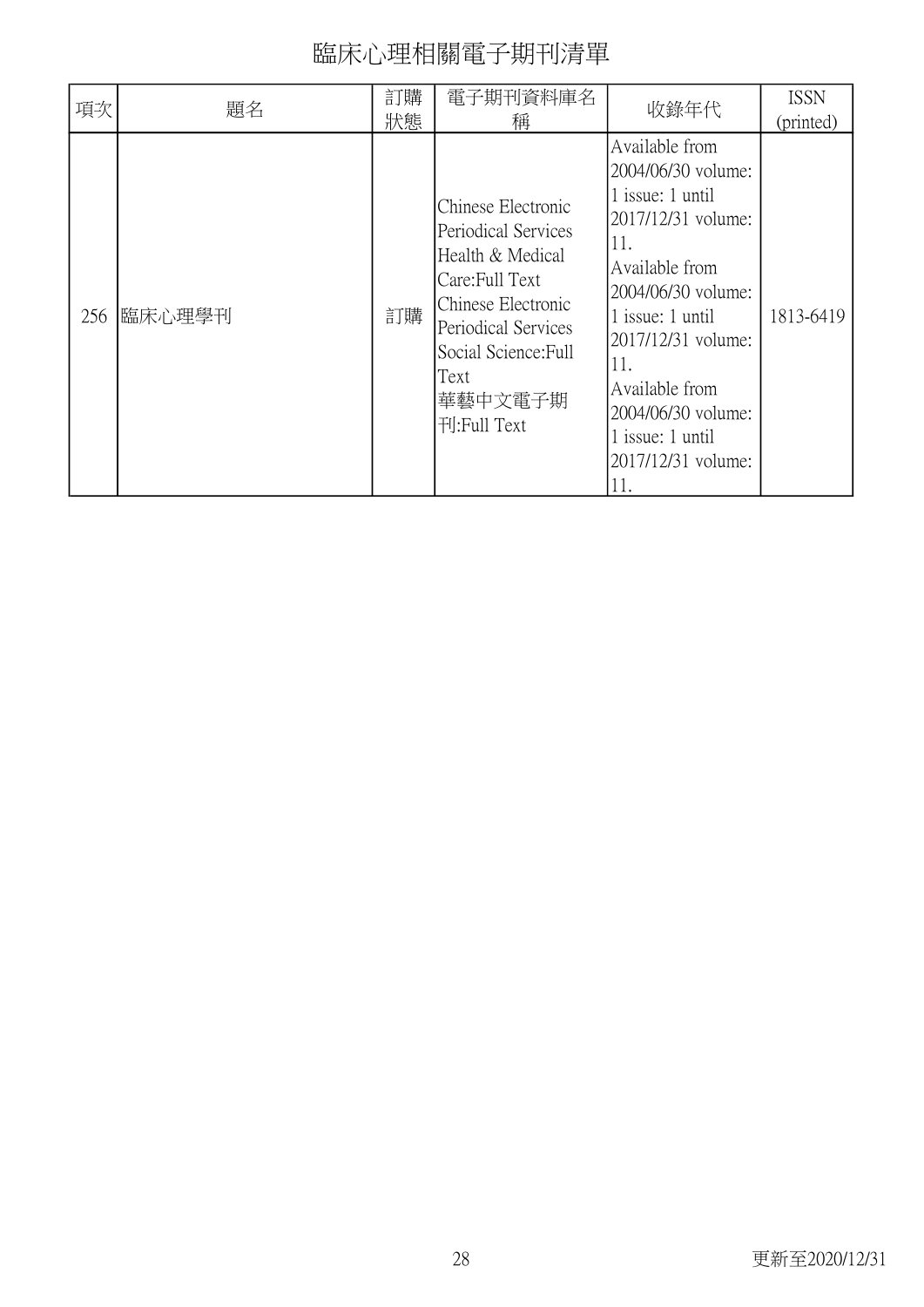# 臨床心理相關電子期刊清單

| 項次 | 題名 | 訂購狀態 | 電子期刊資料庫名稱 | 收錄年代 | ISSN (printed) |
|---|---|---|---|---|---|
| 256 | 臨床心理學刊 | 訂購 | Chinese Electronic Periodical Services Health & Medical Care:Full Text<br>Chinese Electronic Periodical Services Social Science:Full Text<br>華藝中文電子期刊:Full Text | Available from 2004/06/30 volume: 1 issue: 1 until 2017/12/31 volume: 11.<br>Available from 2004/06/30 volume: 1 issue: 1 until 2017/12/31 volume: 11.<br>Available from 2004/06/30 volume: 1 issue: 1 until 2017/12/31 volume: 11. | 1813-6419 |

更新至2020/12/31